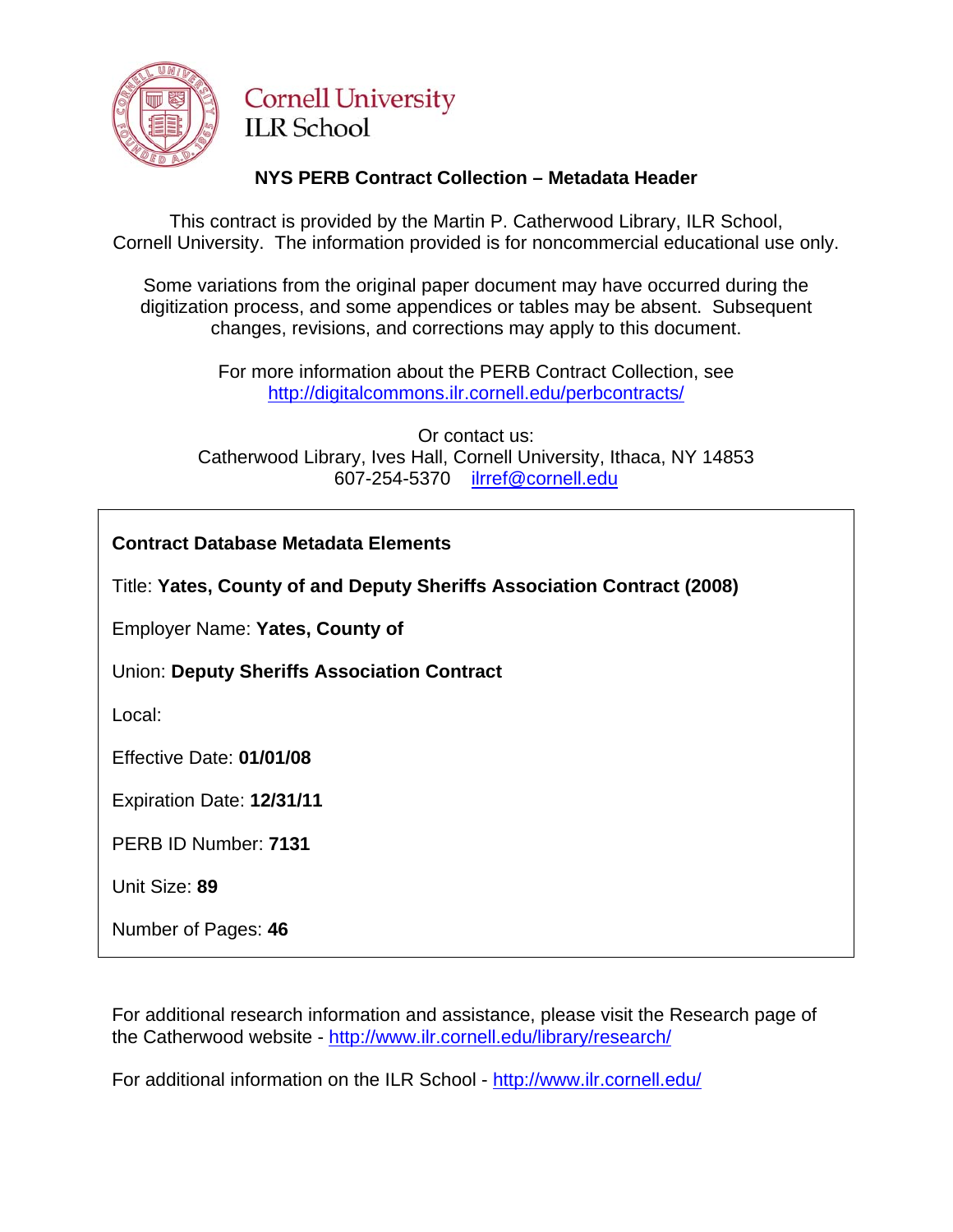Cornell University
ILR School

## NYS PERB Contract Collection – Metadata Header

This contract is provided by the Martin P. Catherwood Library, ILR School, Cornell University. The information provided is for noncommercial educational use only.

Some variations from the original paper document may have occurred during the digitization process, and some appendices or tables may be absent. Subsequent changes, revisions, and corrections may apply to this document.

For more information about the PERB Contract Collection, see http://digitalcommons.ilr.cornell.edu/perbcontracts/

Or contact us:
Catherwood Library, Ives Hall, Cornell University, Ithaca, NY 14853
607-254-5370 ilrref@cornell.edu

**Contract Database Metadata Elements**

Title: **Yates, County of and Deputy Sheriffs Association Contract (2008)**

Employer Name: **Yates, County of**

Union: **Deputy Sheriffs Association Contract**

Local:

Effective Date: **01/01/08**

Expiration Date: **12/31/11**

PERB ID Number: **7131**

Unit Size: **89**

Number of Pages: **46**

For additional research information and assistance, please visit the Research page of the Catherwood website - http://www.ilr.cornell.edu/library/research/

For additional information on the ILR School - http://www.ilr.cornell.edu/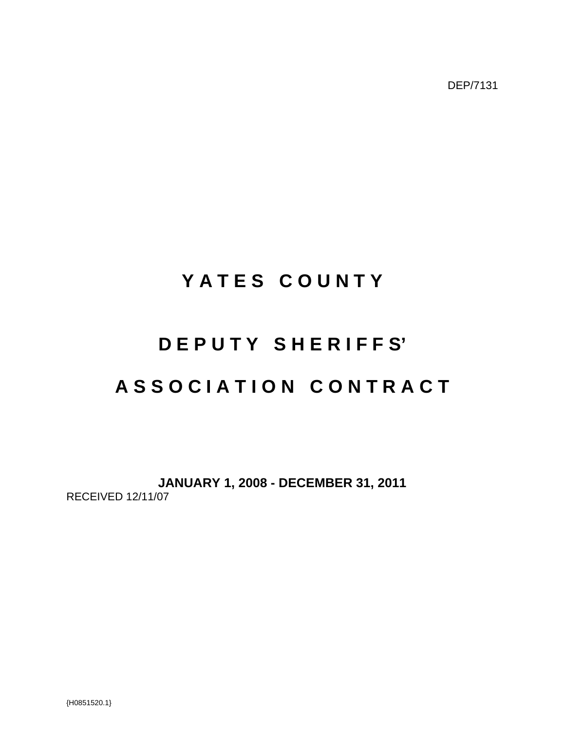DEP/7131

# YATES COUNTY

# DEPUTY SHERIFFS'

# ASSOCIATION CONTRACT

**JANUARY 1, 2008 - DECEMBER 31, 2011**

RECEIVED 12/11/07

{H0851520.1}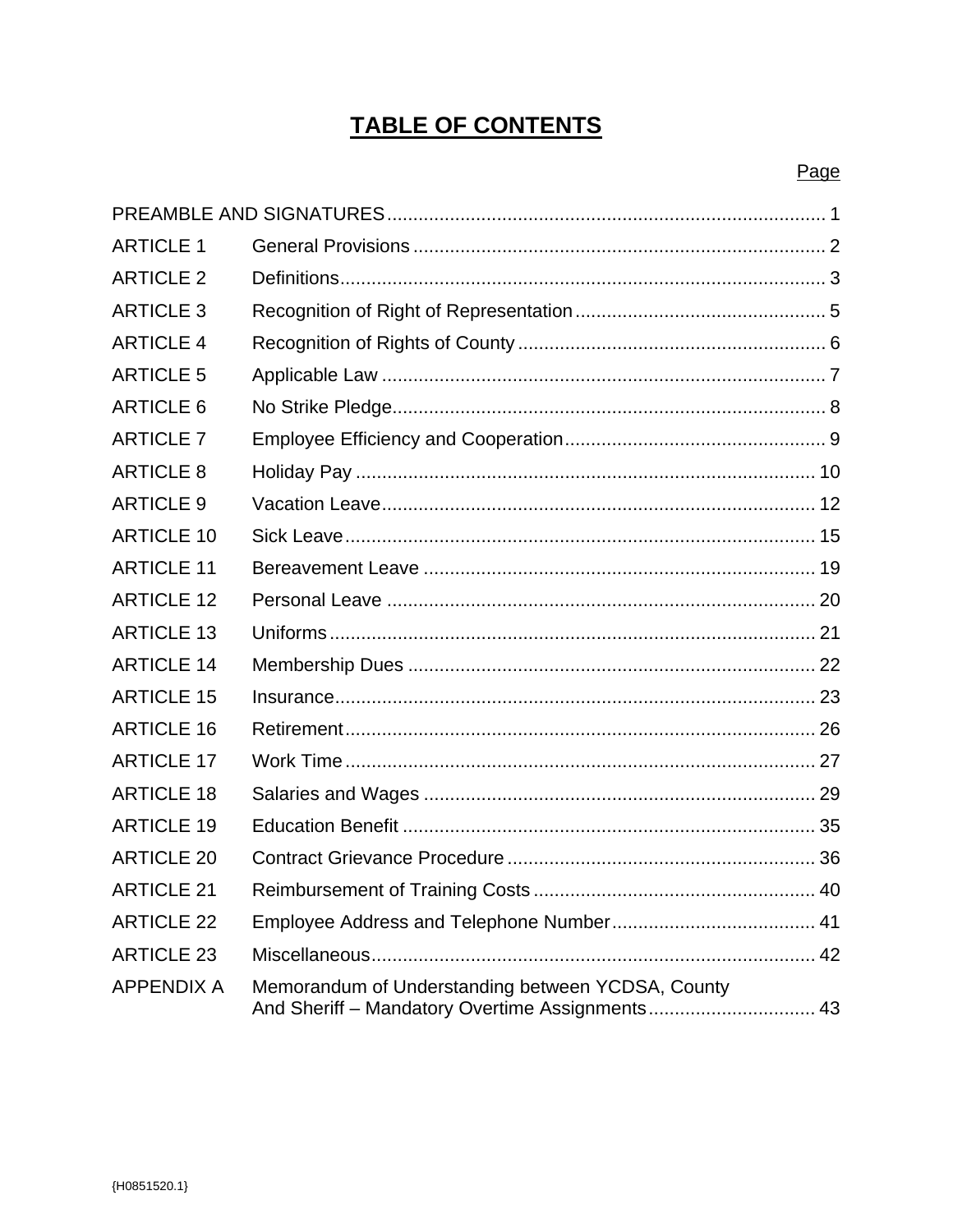# TABLE OF CONTENTS

| | | Page |
|---|---|---|
| PREAMBLE AND SIGNATURES | | 1 |
| ARTICLE 1 | General Provisions | 2 |
| ARTICLE 2 | Definitions | 3 |
| ARTICLE 3 | Recognition of Right of Representation | 5 |
| ARTICLE 4 | Recognition of Rights of County | 6 |
| ARTICLE 5 | Applicable Law | 7 |
| ARTICLE 6 | No Strike Pledge | 8 |
| ARTICLE 7 | Employee Efficiency and Cooperation | 9 |
| ARTICLE 8 | Holiday Pay | 10 |
| ARTICLE 9 | Vacation Leave | 12 |
| ARTICLE 10 | Sick Leave | 15 |
| ARTICLE 11 | Bereavement Leave | 19 |
| ARTICLE 12 | Personal Leave | 20 |
| ARTICLE 13 | Uniforms | 21 |
| ARTICLE 14 | Membership Dues | 22 |
| ARTICLE 15 | Insurance | 23 |
| ARTICLE 16 | Retirement | 26 |
| ARTICLE 17 | Work Time | 27 |
| ARTICLE 18 | Salaries and Wages | 29 |
| ARTICLE 19 | Education Benefit | 35 |
| ARTICLE 20 | Contract Grievance Procedure | 36 |
| ARTICLE 21 | Reimbursement of Training Costs | 40 |
| ARTICLE 22 | Employee Address and Telephone Number | 41 |
| ARTICLE 23 | Miscellaneous | 42 |
| APPENDIX A | Memorandum of Understanding between YCDSA, County And Sheriff – Mandatory Overtime Assignments | 43 |

{H0851520.1}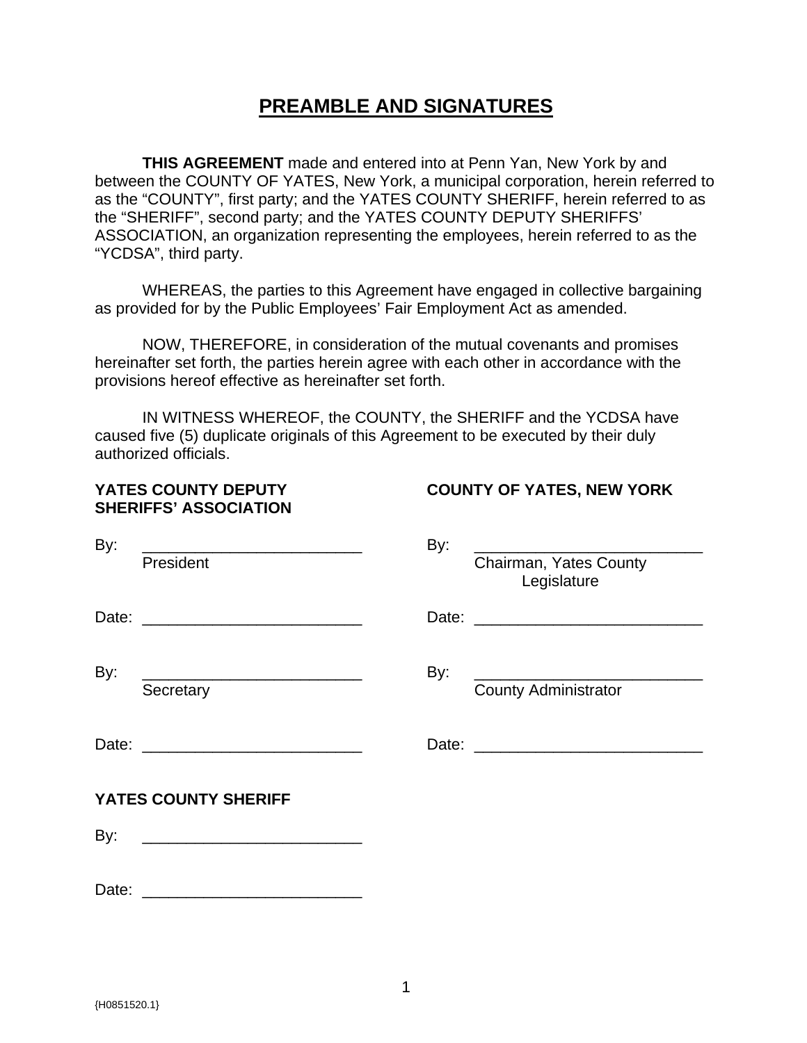# PREAMBLE AND SIGNATURES

**THIS AGREEMENT** made and entered into at Penn Yan, New York by and between the COUNTY OF YATES, New York, a municipal corporation, herein referred to as the "COUNTY", first party; and the YATES COUNTY SHERIFF, herein referred to as the "SHERIFF", second party; and the YATES COUNTY DEPUTY SHERIFFS' ASSOCIATION, an organization representing the employees, herein referred to as the "YCDSA", third party.

WHEREAS, the parties to this Agreement have engaged in collective bargaining as provided for by the Public Employees' Fair Employment Act as amended.

NOW, THEREFORE, in consideration of the mutual covenants and promises hereinafter set forth, the parties herein agree with each other in accordance with the provisions hereof effective as hereinafter set forth.

IN WITNESS WHEREOF, the COUNTY, the SHERIFF and the YCDSA have caused five (5) duplicate originals of this Agreement to be executed by their duly authorized officials.

**YATES COUNTY DEPUTY SHERIFFS' ASSOCIATION**

By: _________________________
President

Date: _________________________

By: _________________________
Secretary

Date: _________________________

**COUNTY OF YATES, NEW YORK**

By: _________________________
Chairman, Yates County Legislature

Date: _________________________

By: _________________________
County Administrator

Date: _________________________

**YATES COUNTY SHERIFF**

By: _________________________

Date: _________________________

{H0851520.1}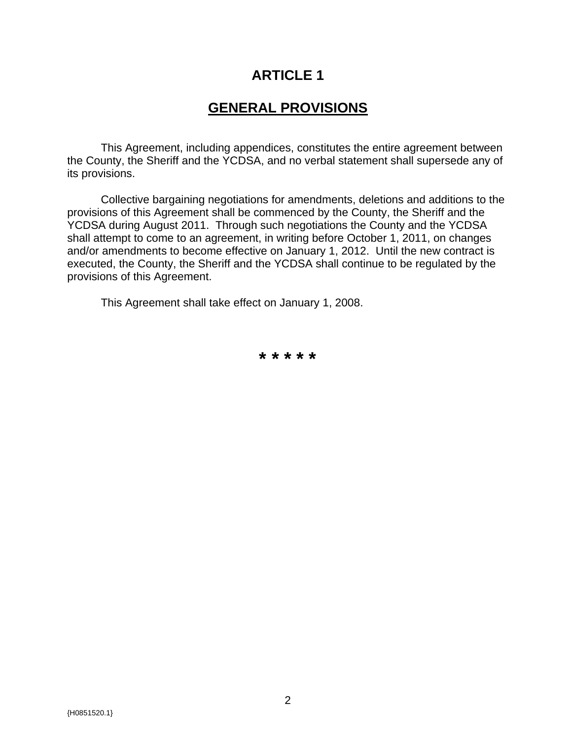# ARTICLE 1

## GENERAL PROVISIONS

This Agreement, including appendices, constitutes the entire agreement between the County, the Sheriff and the YCDSA, and no verbal statement shall supersede any of its provisions.

Collective bargaining negotiations for amendments, deletions and additions to the provisions of this Agreement shall be commenced by the County, the Sheriff and the YCDSA during August 2011. Through such negotiations the County and the YCDSA shall attempt to come to an agreement, in writing before October 1, 2011, on changes and/or amendments to become effective on January 1, 2012. Until the new contract is executed, the County, the Sheriff and the YCDSA shall continue to be regulated by the provisions of this Agreement.

This Agreement shall take effect on January 1, 2008.

* * * * *

{H0851520.1}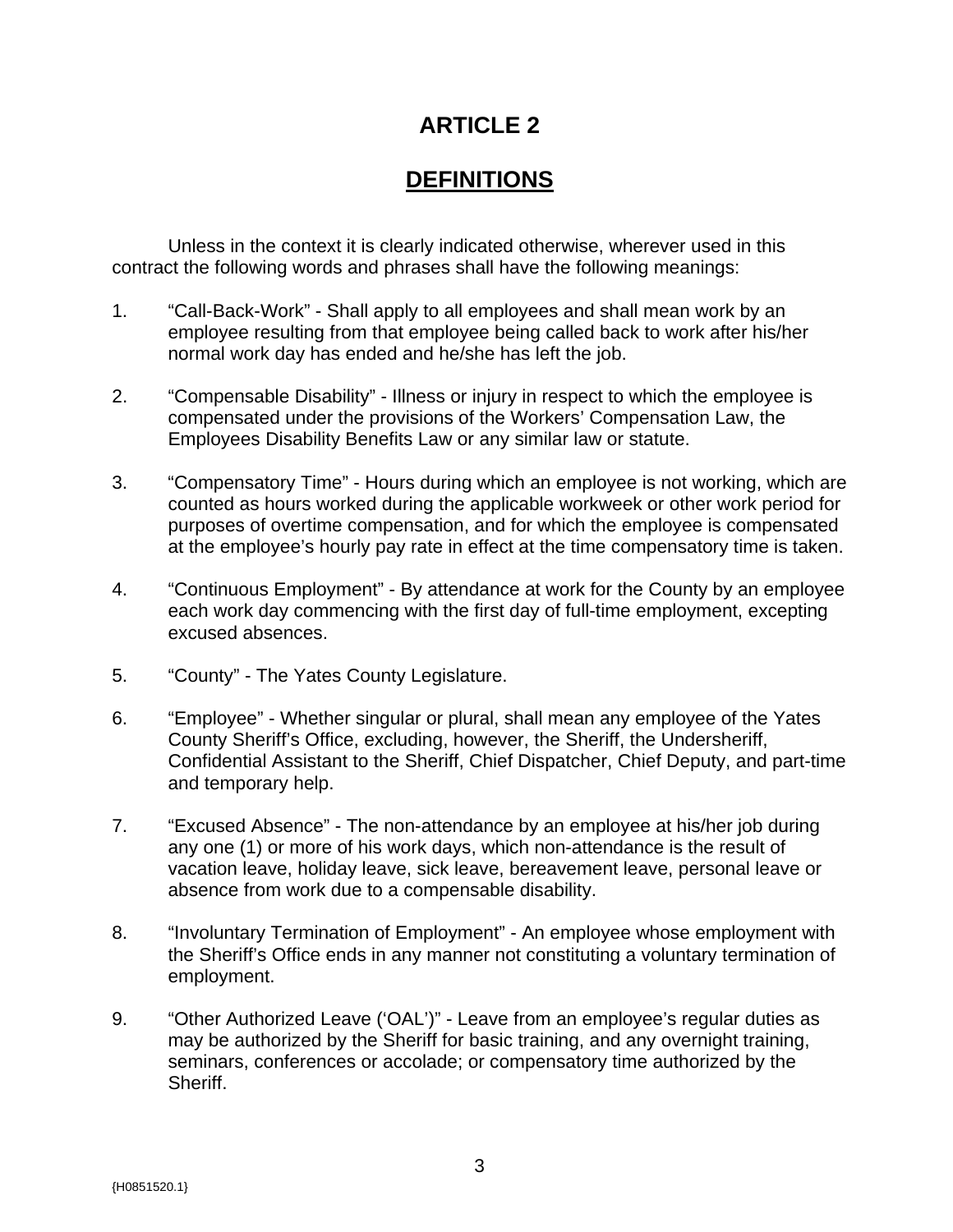# ARTICLE 2

## DEFINITIONS

Unless in the context it is clearly indicated otherwise, wherever used in this contract the following words and phrases shall have the following meanings:

1. "Call-Back-Work" - Shall apply to all employees and shall mean work by an employee resulting from that employee being called back to work after his/her normal work day has ended and he/she has left the job.

2. "Compensable Disability" - Illness or injury in respect to which the employee is compensated under the provisions of the Workers' Compensation Law, the Employees Disability Benefits Law or any similar law or statute.

3. "Compensatory Time" - Hours during which an employee is not working, which are counted as hours worked during the applicable workweek or other work period for purposes of overtime compensation, and for which the employee is compensated at the employee's hourly pay rate in effect at the time compensatory time is taken.

4. "Continuous Employment" - By attendance at work for the County by an employee each work day commencing with the first day of full-time employment, excepting excused absences.

5. "County" - The Yates County Legislature.

6. "Employee" - Whether singular or plural, shall mean any employee of the Yates County Sheriff's Office, excluding, however, the Sheriff, the Undersheriff, Confidential Assistant to the Sheriff, Chief Dispatcher, Chief Deputy, and part-time and temporary help.

7. "Excused Absence" - The non-attendance by an employee at his/her job during any one (1) or more of his work days, which non-attendance is the result of vacation leave, holiday leave, sick leave, bereavement leave, personal leave or absence from work due to a compensable disability.

8. "Involuntary Termination of Employment" - An employee whose employment with the Sheriff's Office ends in any manner not constituting a voluntary termination of employment.

9. "Other Authorized Leave ('OAL')" - Leave from an employee's regular duties as may be authorized by the Sheriff for basic training, and any overnight training, seminars, conferences or accolade; or compensatory time authorized by the Sheriff.

{H0851520.1}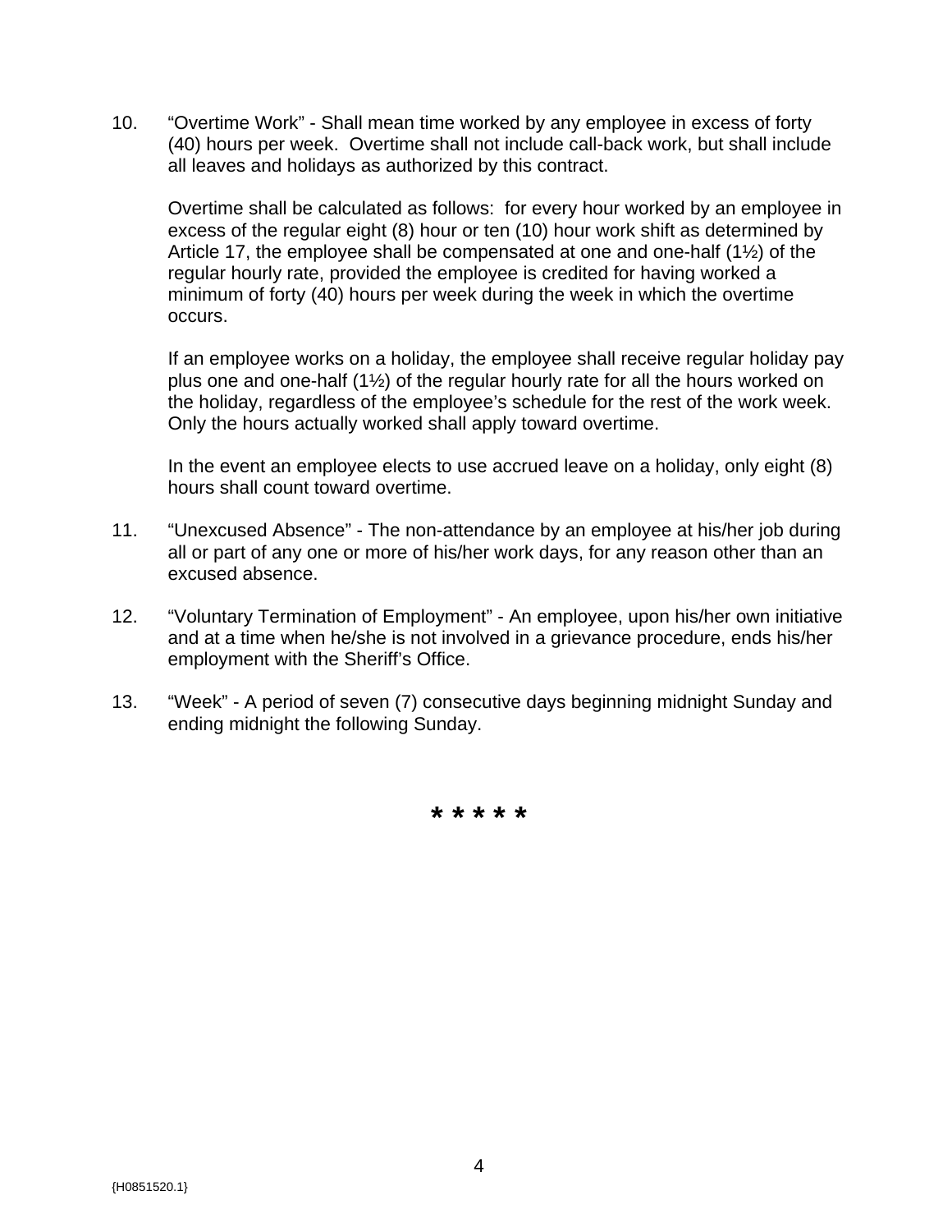10. “Overtime Work” - Shall mean time worked by any employee in excess of forty (40) hours per week. Overtime shall not include call-back work, but shall include all leaves and holidays as authorized by this contract.

    Overtime shall be calculated as follows: for every hour worked by an employee in excess of the regular eight (8) hour or ten (10) hour work shift as determined by Article 17, the employee shall be compensated at one and one-half (1½) of the regular hourly rate, provided the employee is credited for having worked a minimum of forty (40) hours per week during the week in which the overtime occurs.

    If an employee works on a holiday, the employee shall receive regular holiday pay plus one and one-half (1½) of the regular hourly rate for all the hours worked on the holiday, regardless of the employee’s schedule for the rest of the work week. Only the hours actually worked shall apply toward overtime.

    In the event an employee elects to use accrued leave on a holiday, only eight (8) hours shall count toward overtime.

11. “Unexcused Absence” - The non-attendance by an employee at his/her job during all or part of any one or more of his/her work days, for any reason other than an excused absence.

12. “Voluntary Termination of Employment” - An employee, upon his/her own initiative and at a time when he/she is not involved in a grievance procedure, ends his/her employment with the Sheriff’s Office.

13. “Week” - A period of seven (7) consecutive days beginning midnight Sunday and ending midnight the following Sunday.

* * * * *

{H0851520.1}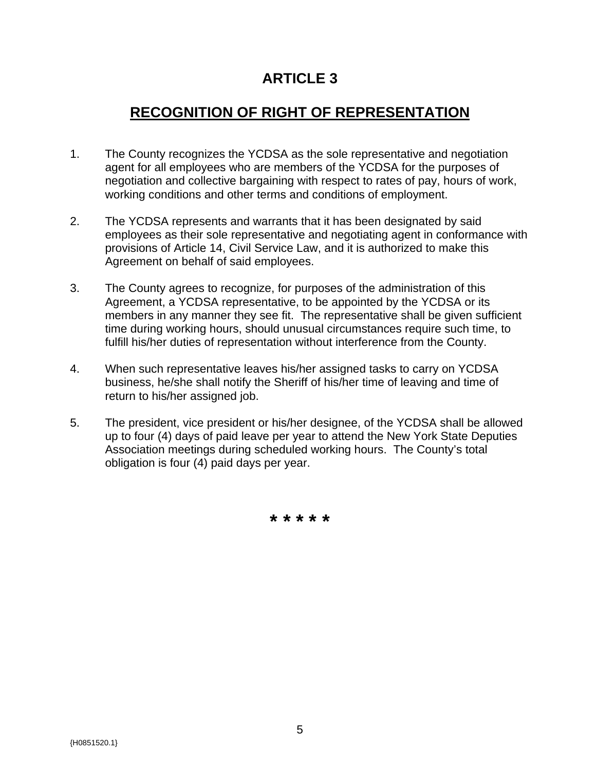# ARTICLE 3

## RECOGNITION OF RIGHT OF REPRESENTATION

1. The County recognizes the YCDSA as the sole representative and negotiation agent for all employees who are members of the YCDSA for the purposes of negotiation and collective bargaining with respect to rates of pay, hours of work, working conditions and other terms and conditions of employment.

2. The YCDSA represents and warrants that it has been designated by said employees as their sole representative and negotiating agent in conformance with provisions of Article 14, Civil Service Law, and it is authorized to make this Agreement on behalf of said employees.

3. The County agrees to recognize, for purposes of the administration of this Agreement, a YCDSA representative, to be appointed by the YCDSA or its members in any manner they see fit. The representative shall be given sufficient time during working hours, should unusual circumstances require such time, to fulfill his/her duties of representation without interference from the County.

4. When such representative leaves his/her assigned tasks to carry on YCDSA business, he/she shall notify the Sheriff of his/her time of leaving and time of return to his/her assigned job.

5. The president, vice president or his/her designee, of the YCDSA shall be allowed up to four (4) days of paid leave per year to attend the New York State Deputies Association meetings during scheduled working hours. The County's total obligation is four (4) paid days per year.

* * * * *

{H0851520.1}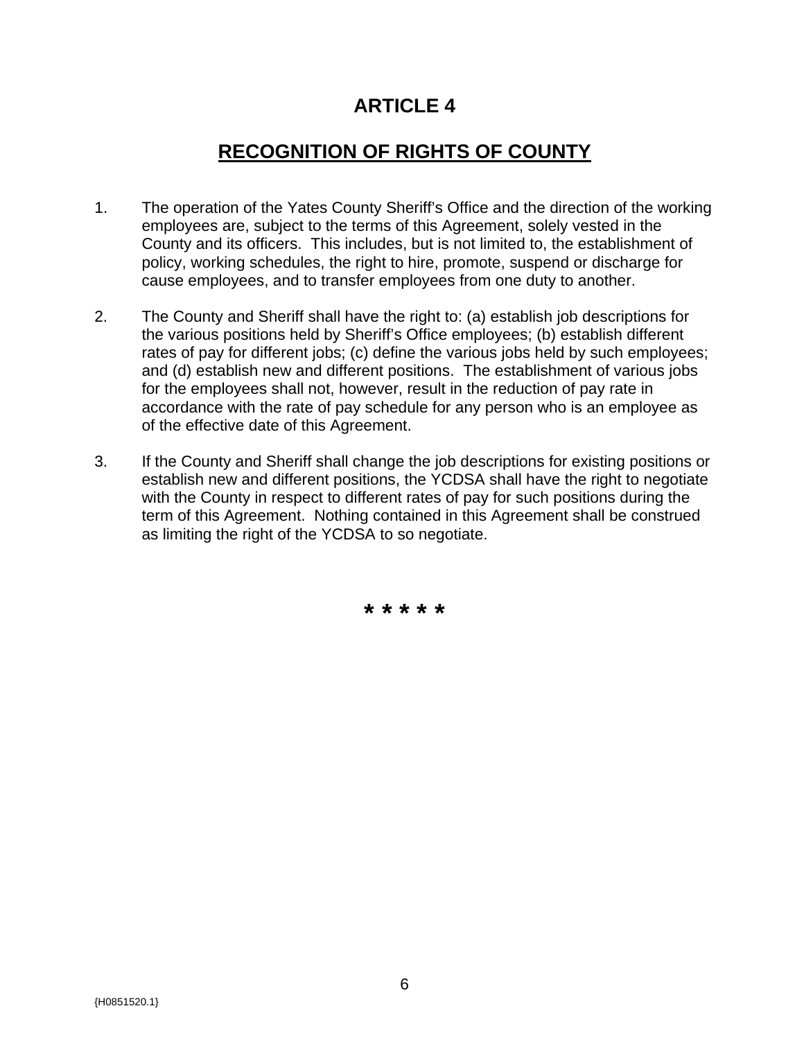# ARTICLE 4

## RECOGNITION OF RIGHTS OF COUNTY

1. The operation of the Yates County Sheriff's Office and the direction of the working employees are, subject to the terms of this Agreement, solely vested in the County and its officers. This includes, but is not limited to, the establishment of policy, working schedules, the right to hire, promote, suspend or discharge for cause employees, and to transfer employees from one duty to another.

2. The County and Sheriff shall have the right to: (a) establish job descriptions for the various positions held by Sheriff's Office employees; (b) establish different rates of pay for different jobs; (c) define the various jobs held by such employees; and (d) establish new and different positions. The establishment of various jobs for the employees shall not, however, result in the reduction of pay rate in accordance with the rate of pay schedule for any person who is an employee as of the effective date of this Agreement.

3. If the County and Sheriff shall change the job descriptions for existing positions or establish new and different positions, the YCDSA shall have the right to negotiate with the County in respect to different rates of pay for such positions during the term of this Agreement. Nothing contained in this Agreement shall be construed as limiting the right of the YCDSA to so negotiate.

* * * * *

{H0851520.1}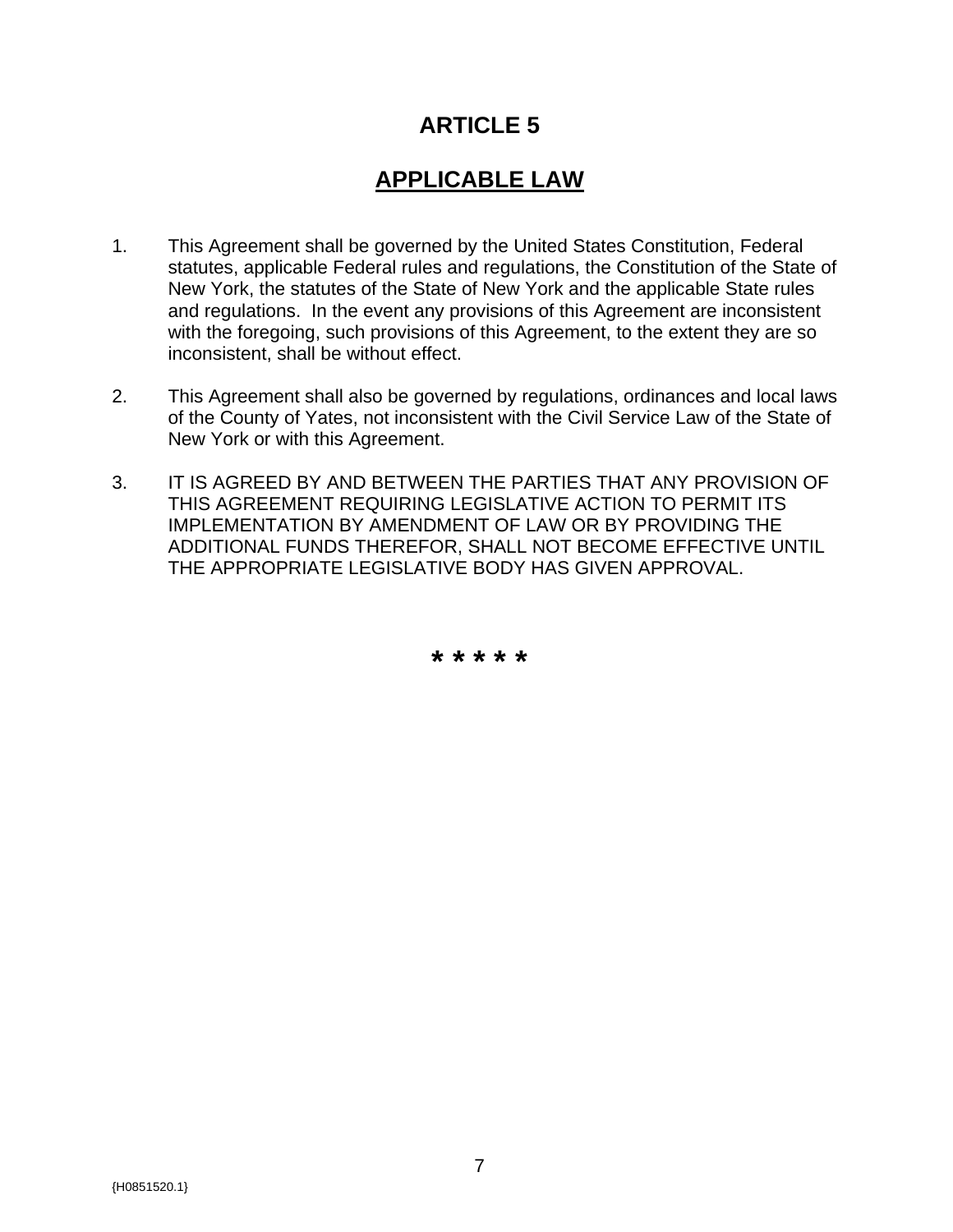# ARTICLE 5

## APPLICABLE LAW

1. This Agreement shall be governed by the United States Constitution, Federal statutes, applicable Federal rules and regulations, the Constitution of the State of New York, the statutes of the State of New York and the applicable State rules and regulations. In the event any provisions of this Agreement are inconsistent with the foregoing, such provisions of this Agreement, to the extent they are so inconsistent, shall be without effect.

2. This Agreement shall also be governed by regulations, ordinances and local laws of the County of Yates, not inconsistent with the Civil Service Law of the State of New York or with this Agreement.

3. IT IS AGREED BY AND BETWEEN THE PARTIES THAT ANY PROVISION OF THIS AGREEMENT REQUIRING LEGISLATIVE ACTION TO PERMIT ITS IMPLEMENTATION BY AMENDMENT OF LAW OR BY PROVIDING THE ADDITIONAL FUNDS THEREFOR, SHALL NOT BECOME EFFECTIVE UNTIL THE APPROPRIATE LEGISLATIVE BODY HAS GIVEN APPROVAL.

**\* \* \* \* \***

{H0851520.1}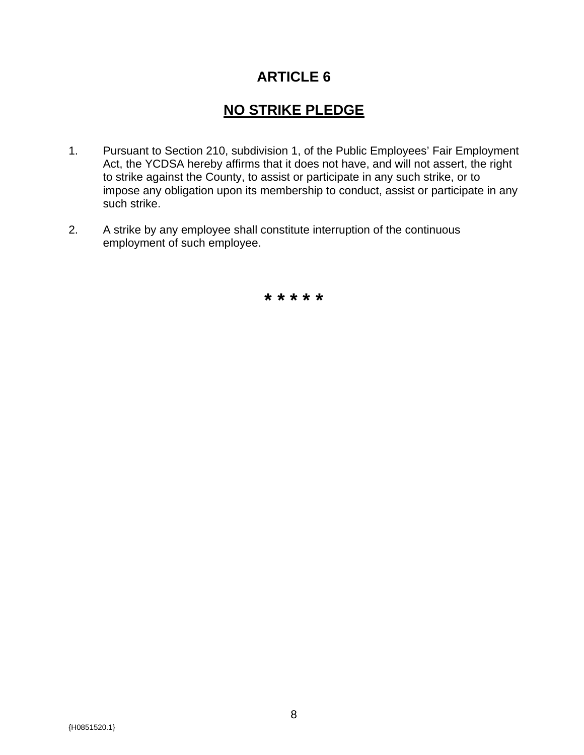# ARTICLE 6

## NO STRIKE PLEDGE

1. Pursuant to Section 210, subdivision 1, of the Public Employees' Fair Employment Act, the YCDSA hereby affirms that it does not have, and will not assert, the right to strike against the County, to assist or participate in any such strike, or to impose any obligation upon its membership to conduct, assist or participate in any such strike.

2. A strike by any employee shall constitute interruption of the continuous employment of such employee.

* * * * *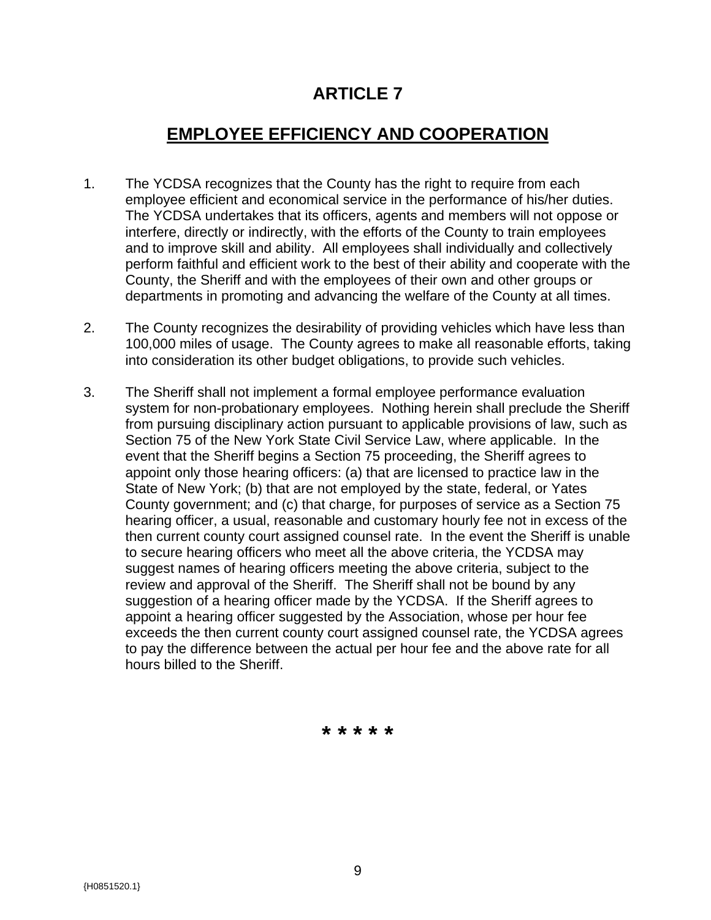# ARTICLE 7

## EMPLOYEE EFFICIENCY AND COOPERATION

1. The YCDSA recognizes that the County has the right to require from each employee efficient and economical service in the performance of his/her duties. The YCDSA undertakes that its officers, agents and members will not oppose or interfere, directly or indirectly, with the efforts of the County to train employees and to improve skill and ability. All employees shall individually and collectively perform faithful and efficient work to the best of their ability and cooperate with the County, the Sheriff and with the employees of their own and other groups or departments in promoting and advancing the welfare of the County at all times.

2. The County recognizes the desirability of providing vehicles which have less than 100,000 miles of usage. The County agrees to make all reasonable efforts, taking into consideration its other budget obligations, to provide such vehicles.

3. The Sheriff shall not implement a formal employee performance evaluation system for non-probationary employees. Nothing herein shall preclude the Sheriff from pursuing disciplinary action pursuant to applicable provisions of law, such as Section 75 of the New York State Civil Service Law, where applicable. In the event that the Sheriff begins a Section 75 proceeding, the Sheriff agrees to appoint only those hearing officers: (a) that are licensed to practice law in the State of New York; (b) that are not employed by the state, federal, or Yates County government; and (c) that charge, for purposes of service as a Section 75 hearing officer, a usual, reasonable and customary hourly fee not in excess of the then current county court assigned counsel rate. In the event the Sheriff is unable to secure hearing officers who meet all the above criteria, the YCDSA may suggest names of hearing officers meeting the above criteria, subject to the review and approval of the Sheriff. The Sheriff shall not be bound by any suggestion of a hearing officer made by the YCDSA. If the Sheriff agrees to appoint a hearing officer suggested by the Association, whose per hour fee exceeds the then current county court assigned counsel rate, the YCDSA agrees to pay the difference between the actual per hour fee and the above rate for all hours billed to the Sheriff.

* * * * *

{H0851520.1}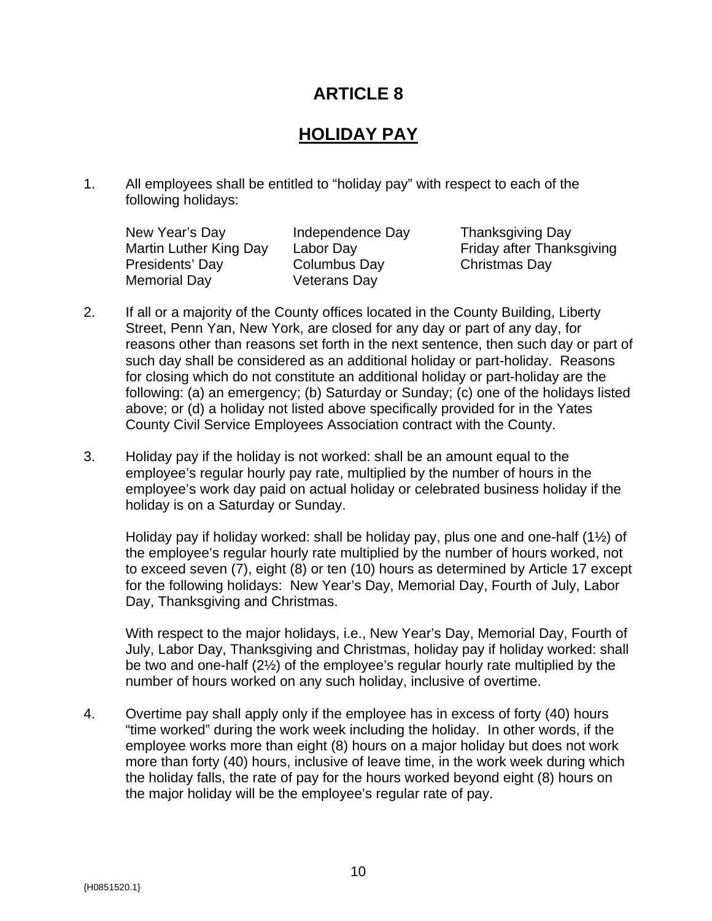# ARTICLE 8

## HOLIDAY PAY

1. All employees shall be entitled to "holiday pay" with respect to each of the following holidays:

| | | |
|---|---|---|
| New Year's Day | Independence Day | Thanksgiving Day |
| Martin Luther King Day | Labor Day | Friday after Thanksgiving |
| Presidents' Day | Columbus Day | Christmas Day |
| Memorial Day | Veterans Day | |

2. If all or a majority of the County offices located in the County Building, Liberty Street, Penn Yan, New York, are closed for any day or part of any day, for reasons other than reasons set forth in the next sentence, then such day or part of such day shall be considered as an additional holiday or part-holiday. Reasons for closing which do not constitute an additional holiday or part-holiday are the following: (a) an emergency; (b) Saturday or Sunday; (c) one of the holidays listed above; or (d) a holiday not listed above specifically provided for in the Yates County Civil Service Employees Association contract with the County.

3. Holiday pay if the holiday is not worked: shall be an amount equal to the employee's regular hourly pay rate, multiplied by the number of hours in the employee's work day paid on actual holiday or celebrated business holiday if the holiday is on a Saturday or Sunday.

   Holiday pay if holiday worked: shall be holiday pay, plus one and one-half (1½) of the employee's regular hourly rate multiplied by the number of hours worked, not to exceed seven (7), eight (8) or ten (10) hours as determined by Article 17 except for the following holidays: New Year's Day, Memorial Day, Fourth of July, Labor Day, Thanksgiving and Christmas.

   With respect to the major holidays, i.e., New Year's Day, Memorial Day, Fourth of July, Labor Day, Thanksgiving and Christmas, holiday pay if holiday worked: shall be two and one-half (2½) of the employee's regular hourly rate multiplied by the number of hours worked on any such holiday, inclusive of overtime.

4. Overtime pay shall apply only if the employee has in excess of forty (40) hours "time worked" during the work week including the holiday. In other words, if the employee works more than eight (8) hours on a major holiday but does not work more than forty (40) hours, inclusive of leave time, in the work week during which the holiday falls, the rate of pay for the hours worked beyond eight (8) hours on the major holiday will be the employee's regular rate of pay.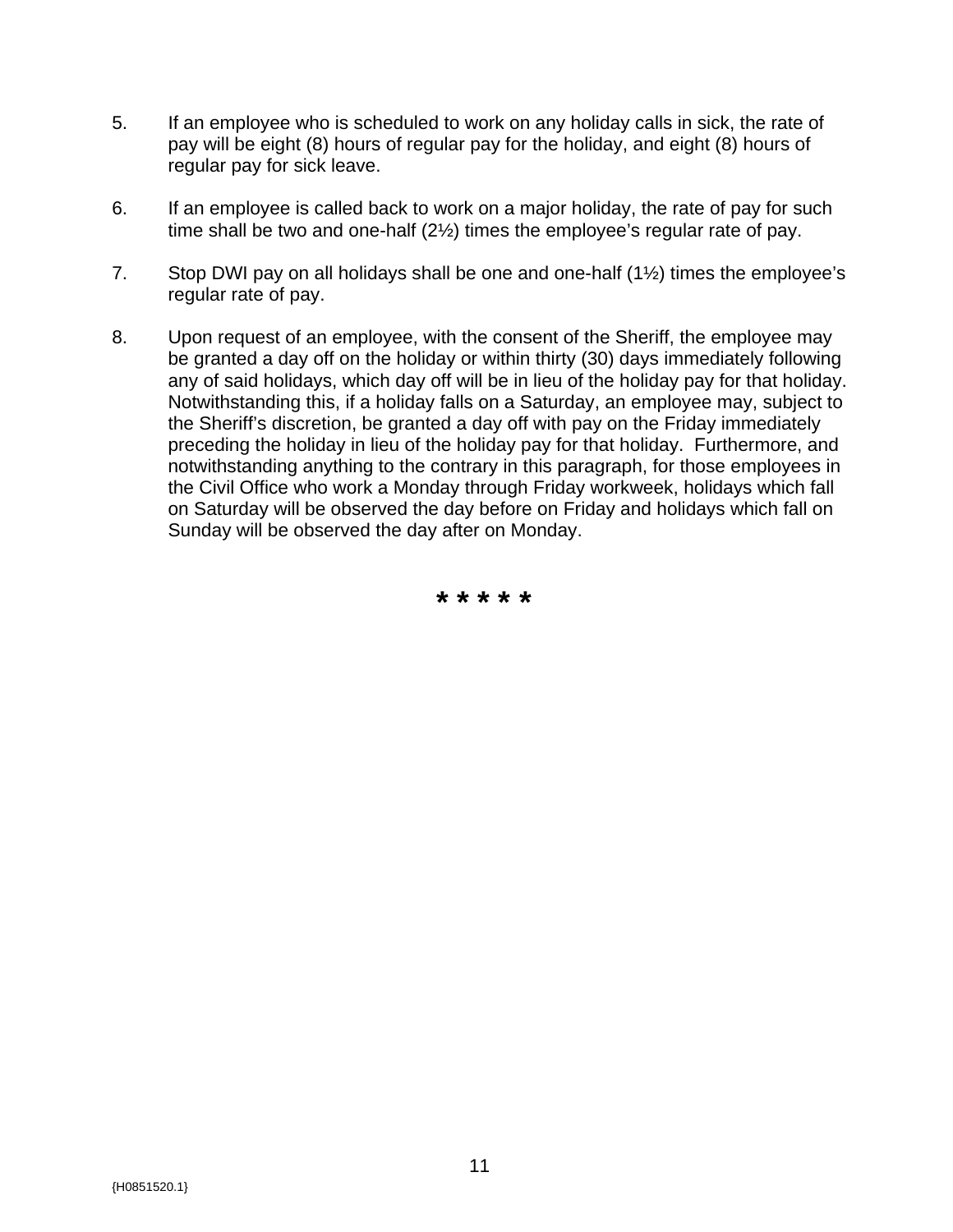5. If an employee who is scheduled to work on any holiday calls in sick, the rate of pay will be eight (8) hours of regular pay for the holiday, and eight (8) hours of regular pay for sick leave.

6. If an employee is called back to work on a major holiday, the rate of pay for such time shall be two and one-half (2½) times the employee's regular rate of pay.

7. Stop DWI pay on all holidays shall be one and one-half (1½) times the employee's regular rate of pay.

8. Upon request of an employee, with the consent of the Sheriff, the employee may be granted a day off on the holiday or within thirty (30) days immediately following any of said holidays, which day off will be in lieu of the holiday pay for that holiday. Notwithstanding this, if a holiday falls on a Saturday, an employee may, subject to the Sheriff's discretion, be granted a day off with pay on the Friday immediately preceding the holiday in lieu of the holiday pay for that holiday. Furthermore, and notwithstanding anything to the contrary in this paragraph, for those employees in the Civil Office who work a Monday through Friday workweek, holidays which fall on Saturday will be observed the day before on Friday and holidays which fall on Sunday will be observed the day after on Monday.

**\* \* \* \* \***

{H0851520.1}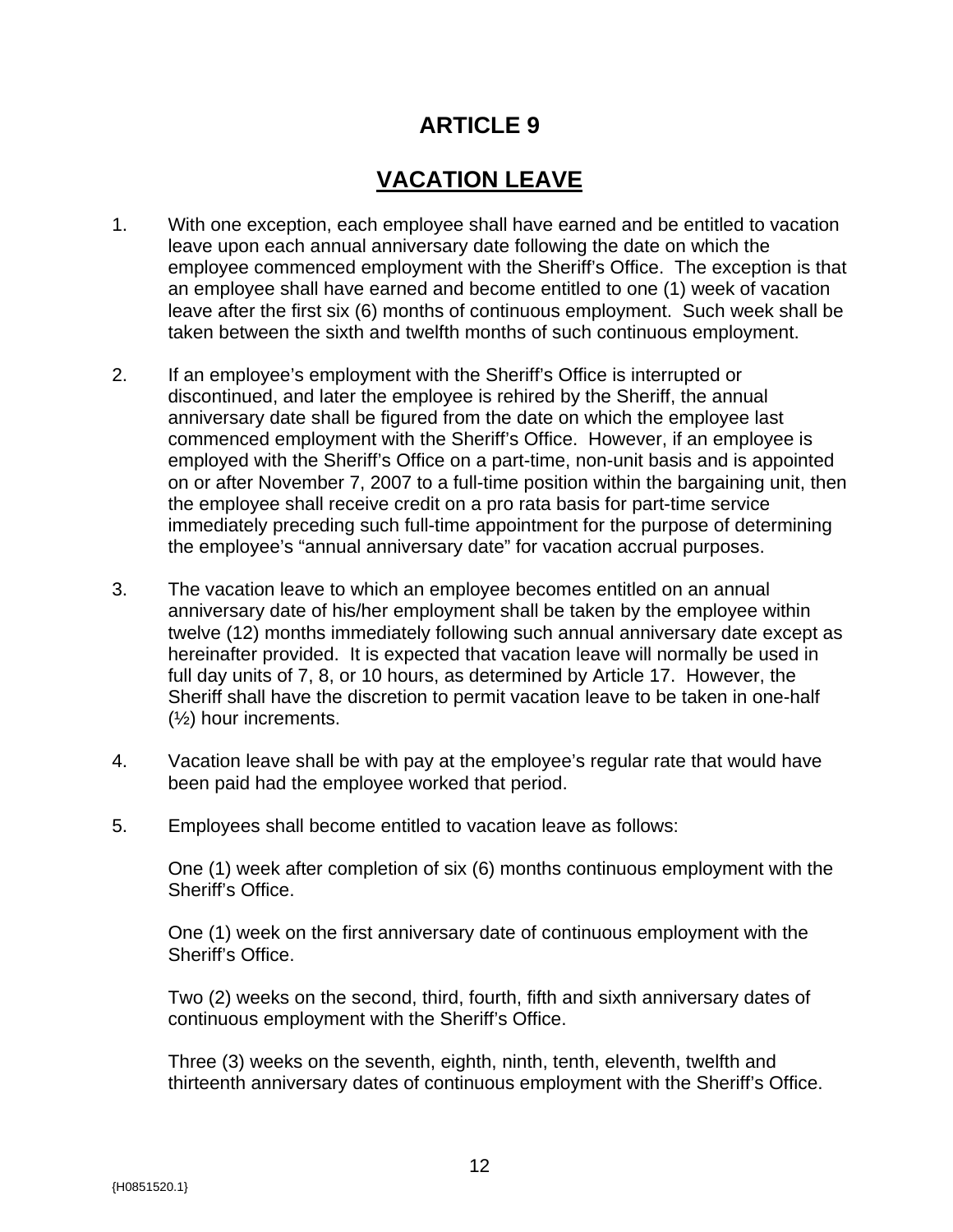# ARTICLE 9

## VACATION LEAVE

1. With one exception, each employee shall have earned and be entitled to vacation leave upon each annual anniversary date following the date on which the employee commenced employment with the Sheriff's Office. The exception is that an employee shall have earned and become entitled to one (1) week of vacation leave after the first six (6) months of continuous employment. Such week shall be taken between the sixth and twelfth months of such continuous employment.

2. If an employee's employment with the Sheriff's Office is interrupted or discontinued, and later the employee is rehired by the Sheriff, the annual anniversary date shall be figured from the date on which the employee last commenced employment with the Sheriff's Office. However, if an employee is employed with the Sheriff's Office on a part-time, non-unit basis and is appointed on or after November 7, 2007 to a full-time position within the bargaining unit, then the employee shall receive credit on a pro rata basis for part-time service immediately preceding such full-time appointment for the purpose of determining the employee's "annual anniversary date" for vacation accrual purposes.

3. The vacation leave to which an employee becomes entitled on an annual anniversary date of his/her employment shall be taken by the employee within twelve (12) months immediately following such annual anniversary date except as hereinafter provided. It is expected that vacation leave will normally be used in full day units of 7, 8, or 10 hours, as determined by Article 17. However, the Sheriff shall have the discretion to permit vacation leave to be taken in one-half (½) hour increments.

4. Vacation leave shall be with pay at the employee's regular rate that would have been paid had the employee worked that period.

5. Employees shall become entitled to vacation leave as follows:

   One (1) week after completion of six (6) months continuous employment with the Sheriff's Office.

   One (1) week on the first anniversary date of continuous employment with the Sheriff's Office.

   Two (2) weeks on the second, third, fourth, fifth and sixth anniversary dates of continuous employment with the Sheriff's Office.

   Three (3) weeks on the seventh, eighth, ninth, tenth, eleventh, twelfth and thirteenth anniversary dates of continuous employment with the Sheriff's Office.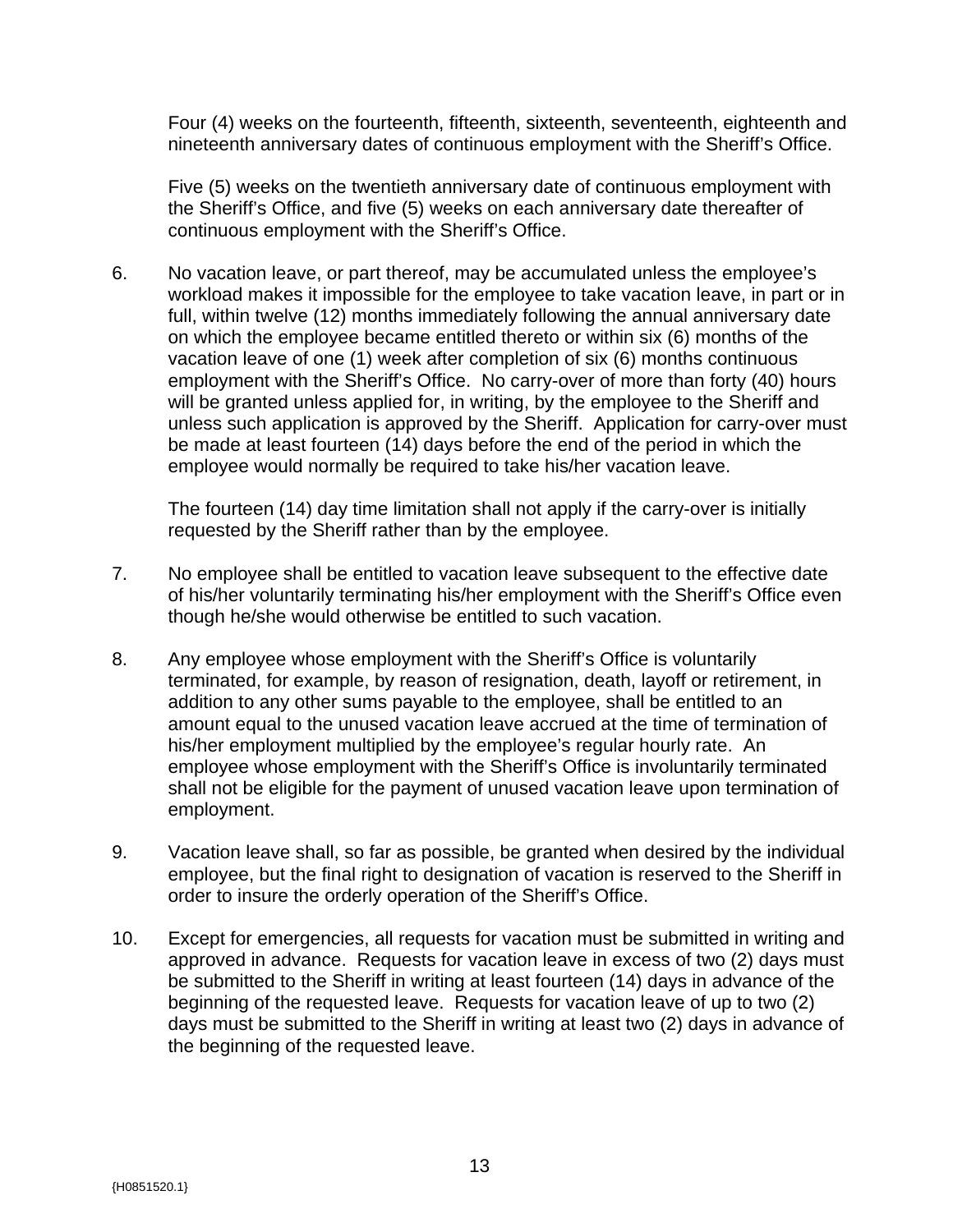Four (4) weeks on the fourteenth, fifteenth, sixteenth, seventeenth, eighteenth and nineteenth anniversary dates of continuous employment with the Sheriff's Office.

Five (5) weeks on the twentieth anniversary date of continuous employment with the Sheriff's Office, and five (5) weeks on each anniversary date thereafter of continuous employment with the Sheriff's Office.

6. No vacation leave, or part thereof, may be accumulated unless the employee's workload makes it impossible for the employee to take vacation leave, in part or in full, within twelve (12) months immediately following the annual anniversary date on which the employee became entitled thereto or within six (6) months of the vacation leave of one (1) week after completion of six (6) months continuous employment with the Sheriff's Office. No carry-over of more than forty (40) hours will be granted unless applied for, in writing, by the employee to the Sheriff and unless such application is approved by the Sheriff. Application for carry-over must be made at least fourteen (14) days before the end of the period in which the employee would normally be required to take his/her vacation leave.

   The fourteen (14) day time limitation shall not apply if the carry-over is initially requested by the Sheriff rather than by the employee.

7. No employee shall be entitled to vacation leave subsequent to the effective date of his/her voluntarily terminating his/her employment with the Sheriff's Office even though he/she would otherwise be entitled to such vacation.

8. Any employee whose employment with the Sheriff's Office is voluntarily terminated, for example, by reason of resignation, death, layoff or retirement, in addition to any other sums payable to the employee, shall be entitled to an amount equal to the unused vacation leave accrued at the time of termination of his/her employment multiplied by the employee's regular hourly rate. An employee whose employment with the Sheriff's Office is involuntarily terminated shall not be eligible for the payment of unused vacation leave upon termination of employment.

9. Vacation leave shall, so far as possible, be granted when desired by the individual employee, but the final right to designation of vacation is reserved to the Sheriff in order to insure the orderly operation of the Sheriff's Office.

10. Except for emergencies, all requests for vacation must be submitted in writing and approved in advance. Requests for vacation leave in excess of two (2) days must be submitted to the Sheriff in writing at least fourteen (14) days in advance of the beginning of the requested leave. Requests for vacation leave of up to two (2) days must be submitted to the Sheriff in writing at least two (2) days in advance of the beginning of the requested leave.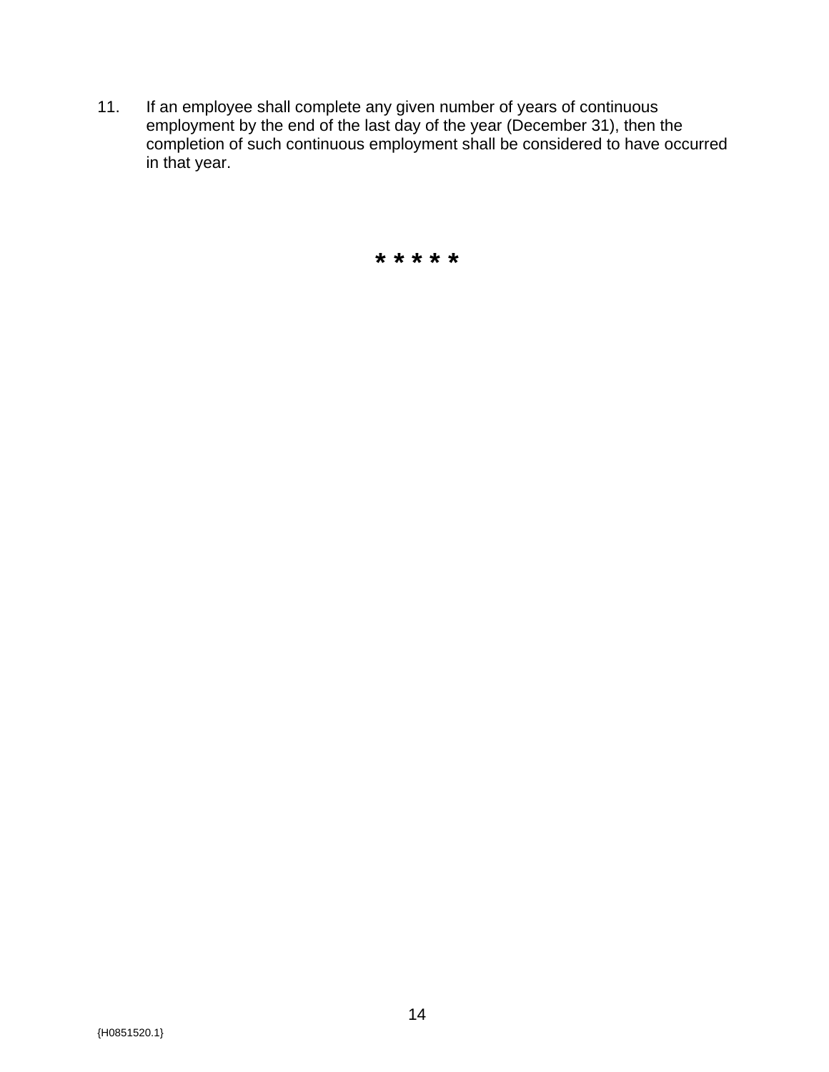11. If an employee shall complete any given number of years of continuous employment by the end of the last day of the year (December 31), then the completion of such continuous employment shall be considered to have occurred in that year.

* * * * *

{H0851520.1}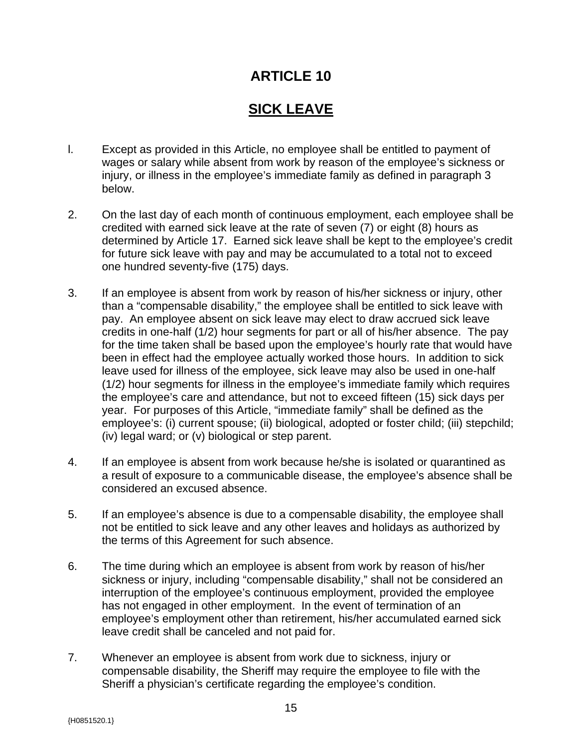# ARTICLE 10

## SICK LEAVE

l. Except as provided in this Article, no employee shall be entitled to payment of wages or salary while absent from work by reason of the employee's sickness or injury, or illness in the employee's immediate family as defined in paragraph 3 below.

2. On the last day of each month of continuous employment, each employee shall be credited with earned sick leave at the rate of seven (7) or eight (8) hours as determined by Article 17. Earned sick leave shall be kept to the employee's credit for future sick leave with pay and may be accumulated to a total not to exceed one hundred seventy-five (175) days.

3. If an employee is absent from work by reason of his/her sickness or injury, other than a "compensable disability," the employee shall be entitled to sick leave with pay. An employee absent on sick leave may elect to draw accrued sick leave credits in one-half (1/2) hour segments for part or all of his/her absence. The pay for the time taken shall be based upon the employee's hourly rate that would have been in effect had the employee actually worked those hours. In addition to sick leave used for illness of the employee, sick leave may also be used in one-half (1/2) hour segments for illness in the employee's immediate family which requires the employee's care and attendance, but not to exceed fifteen (15) sick days per year. For purposes of this Article, "immediate family" shall be defined as the employee's: (i) current spouse; (ii) biological, adopted or foster child; (iii) stepchild; (iv) legal ward; or (v) biological or step parent.

4. If an employee is absent from work because he/she is isolated or quarantined as a result of exposure to a communicable disease, the employee's absence shall be considered an excused absence.

5. If an employee's absence is due to a compensable disability, the employee shall not be entitled to sick leave and any other leaves and holidays as authorized by the terms of this Agreement for such absence.

6. The time during which an employee is absent from work by reason of his/her sickness or injury, including "compensable disability," shall not be considered an interruption of the employee's continuous employment, provided the employee has not engaged in other employment. In the event of termination of an employee's employment other than retirement, his/her accumulated earned sick leave credit shall be canceled and not paid for.

7. Whenever an employee is absent from work due to sickness, injury or compensable disability, the Sheriff may require the employee to file with the Sheriff a physician's certificate regarding the employee's condition.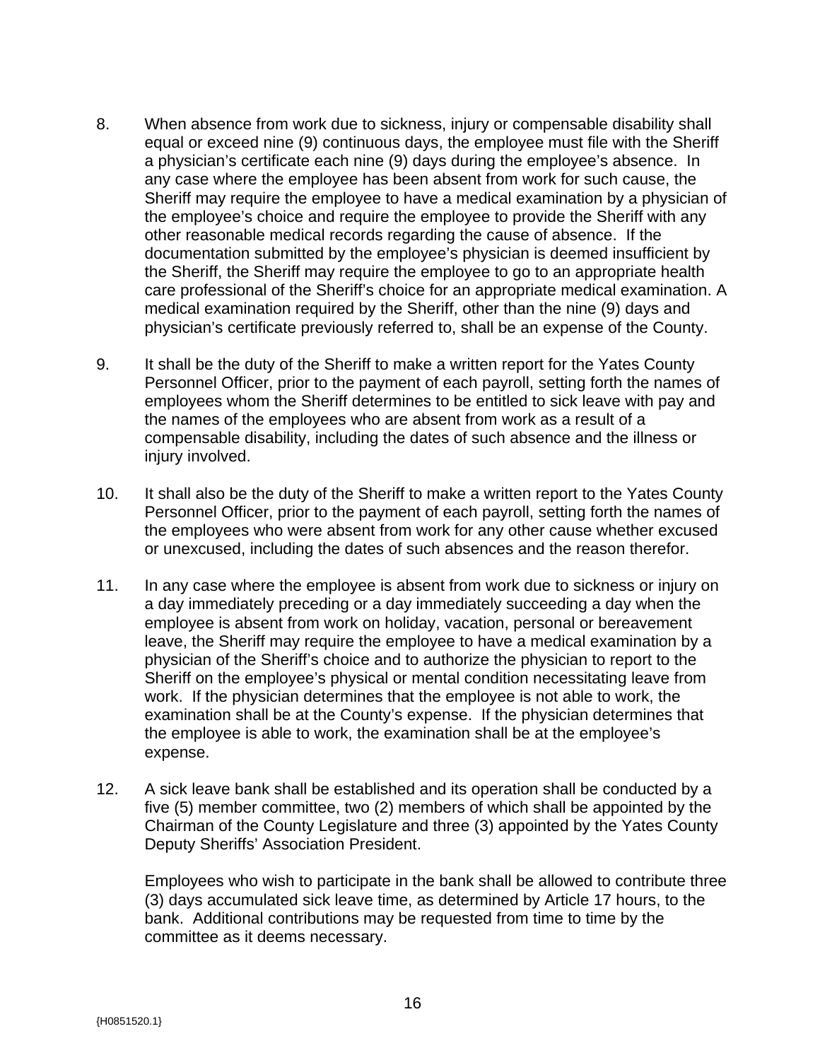8. When absence from work due to sickness, injury or compensable disability shall equal or exceed nine (9) continuous days, the employee must file with the Sheriff a physician's certificate each nine (9) days during the employee's absence. In any case where the employee has been absent from work for such cause, the Sheriff may require the employee to have a medical examination by a physician of the employee's choice and require the employee to provide the Sheriff with any other reasonable medical records regarding the cause of absence. If the documentation submitted by the employee's physician is deemed insufficient by the Sheriff, the Sheriff may require the employee to go to an appropriate health care professional of the Sheriff's choice for an appropriate medical examination. A medical examination required by the Sheriff, other than the nine (9) days and physician's certificate previously referred to, shall be an expense of the County.

9. It shall be the duty of the Sheriff to make a written report for the Yates County Personnel Officer, prior to the payment of each payroll, setting forth the names of employees whom the Sheriff determines to be entitled to sick leave with pay and the names of the employees who are absent from work as a result of a compensable disability, including the dates of such absence and the illness or injury involved.

10. It shall also be the duty of the Sheriff to make a written report to the Yates County Personnel Officer, prior to the payment of each payroll, setting forth the names of the employees who were absent from work for any other cause whether excused or unexcused, including the dates of such absences and the reason therefor.

11. In any case where the employee is absent from work due to sickness or injury on a day immediately preceding or a day immediately succeeding a day when the employee is absent from work on holiday, vacation, personal or bereavement leave, the Sheriff may require the employee to have a medical examination by a physician of the Sheriff's choice and to authorize the physician to report to the Sheriff on the employee's physical or mental condition necessitating leave from work. If the physician determines that the employee is not able to work, the examination shall be at the County's expense. If the physician determines that the employee is able to work, the examination shall be at the employee's expense.

12. A sick leave bank shall be established and its operation shall be conducted by a five (5) member committee, two (2) members of which shall be appointed by the Chairman of the County Legislature and three (3) appointed by the Yates County Deputy Sheriffs' Association President.

    Employees who wish to participate in the bank shall be allowed to contribute three (3) days accumulated sick leave time, as determined by Article 17 hours, to the bank. Additional contributions may be requested from time to time by the committee as it deems necessary.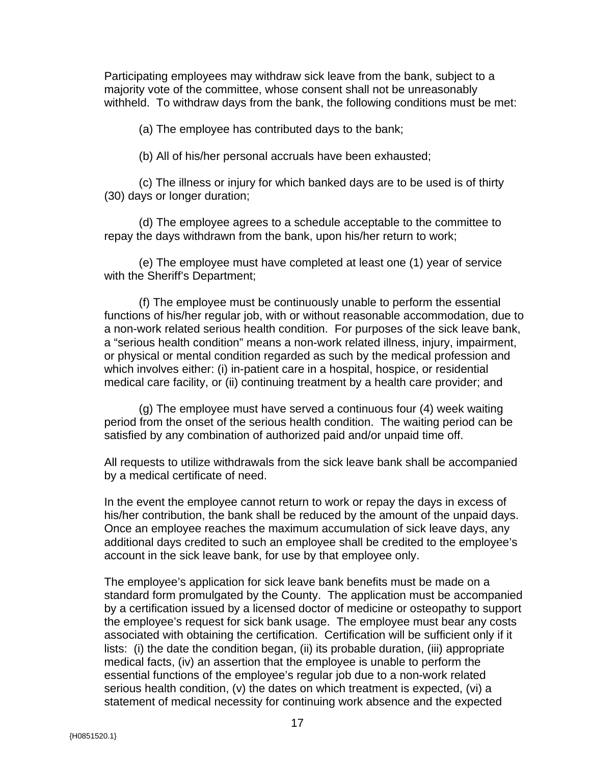Participating employees may withdraw sick leave from the bank, subject to a majority vote of the committee, whose consent shall not be unreasonably withheld. To withdraw days from the bank, the following conditions must be met:

(a) The employee has contributed days to the bank;

(b) All of his/her personal accruals have been exhausted;

(c) The illness or injury for which banked days are to be used is of thirty (30) days or longer duration;

(d) The employee agrees to a schedule acceptable to the committee to repay the days withdrawn from the bank, upon his/her return to work;

(e) The employee must have completed at least one (1) year of service with the Sheriff's Department;

(f) The employee must be continuously unable to perform the essential functions of his/her regular job, with or without reasonable accommodation, due to a non-work related serious health condition. For purposes of the sick leave bank, a "serious health condition" means a non-work related illness, injury, impairment, or physical or mental condition regarded as such by the medical profession and which involves either: (i) in-patient care in a hospital, hospice, or residential medical care facility, or (ii) continuing treatment by a health care provider; and

(g) The employee must have served a continuous four (4) week waiting period from the onset of the serious health condition. The waiting period can be satisfied by any combination of authorized paid and/or unpaid time off.

All requests to utilize withdrawals from the sick leave bank shall be accompanied by a medical certificate of need.

In the event the employee cannot return to work or repay the days in excess of his/her contribution, the bank shall be reduced by the amount of the unpaid days. Once an employee reaches the maximum accumulation of sick leave days, any additional days credited to such an employee shall be credited to the employee's account in the sick leave bank, for use by that employee only.

The employee's application for sick leave bank benefits must be made on a standard form promulgated by the County. The application must be accompanied by a certification issued by a licensed doctor of medicine or osteopathy to support the employee's request for sick bank usage. The employee must bear any costs associated with obtaining the certification. Certification will be sufficient only if it lists: (i) the date the condition began, (ii) its probable duration, (iii) appropriate medical facts, (iv) an assertion that the employee is unable to perform the essential functions of the employee's regular job due to a non-work related serious health condition, (v) the dates on which treatment is expected, (vi) a statement of medical necessity for continuing work absence and the expected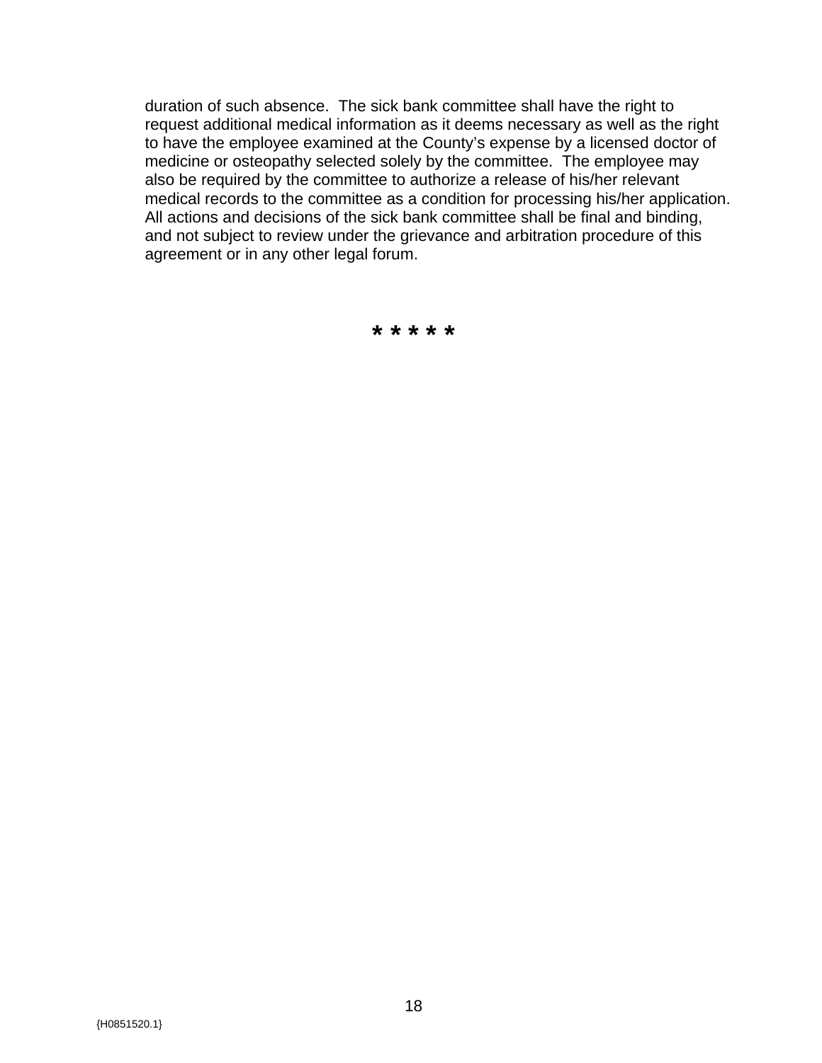duration of such absence. The sick bank committee shall have the right to request additional medical information as it deems necessary as well as the right to have the employee examined at the County's expense by a licensed doctor of medicine or osteopathy selected solely by the committee. The employee may also be required by the committee to authorize a release of his/her relevant medical records to the committee as a condition for processing his/her application. All actions and decisions of the sick bank committee shall be final and binding, and not subject to review under the grievance and arbitration procedure of this agreement or in any other legal forum.

* * * * *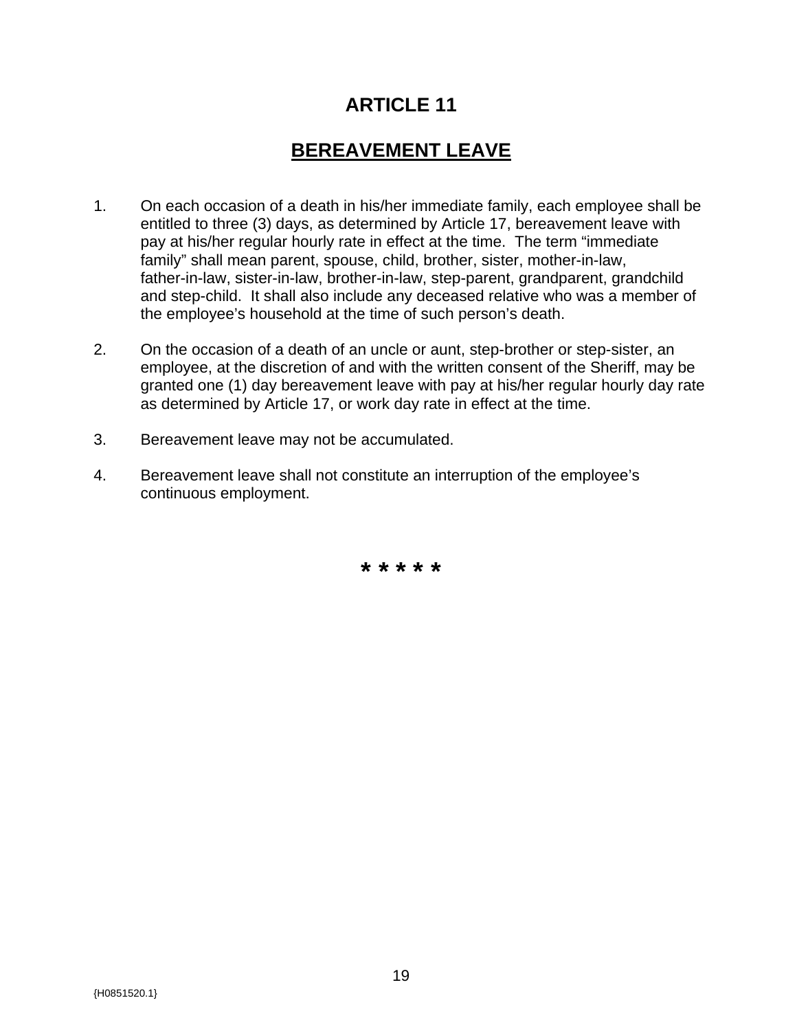# ARTICLE 11

## BEREAVEMENT LEAVE

1. On each occasion of a death in his/her immediate family, each employee shall be entitled to three (3) days, as determined by Article 17, bereavement leave with pay at his/her regular hourly rate in effect at the time. The term “immediate family” shall mean parent, spouse, child, brother, sister, mother-in-law, father-in-law, sister-in-law, brother-in-law, step-parent, grandparent, grandchild and step-child. It shall also include any deceased relative who was a member of the employee’s household at the time of such person’s death.

2. On the occasion of a death of an uncle or aunt, step-brother or step-sister, an employee, at the discretion of and with the written consent of the Sheriff, may be granted one (1) day bereavement leave with pay at his/her regular hourly day rate as determined by Article 17, or work day rate in effect at the time.

3. Bereavement leave may not be accumulated.

4. Bereavement leave shall not constitute an interruption of the employee’s continuous employment.

* * * * *

{H0851520.1}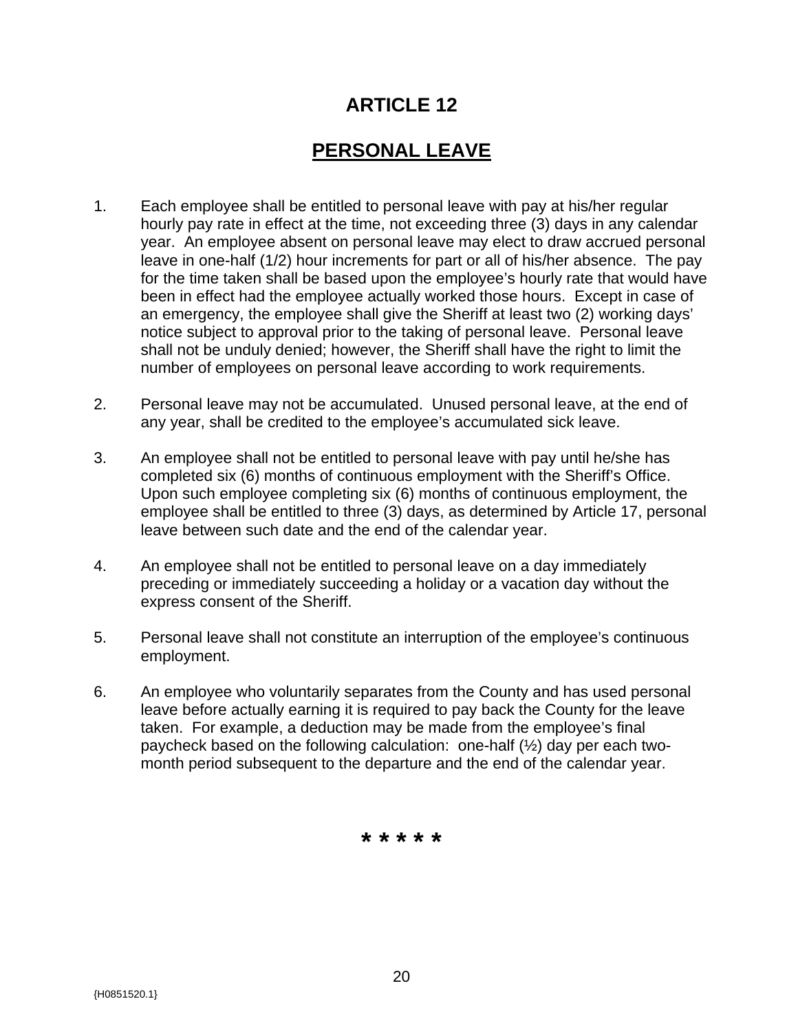# ARTICLE 12

## PERSONAL LEAVE

1. Each employee shall be entitled to personal leave with pay at his/her regular hourly pay rate in effect at the time, not exceeding three (3) days in any calendar year. An employee absent on personal leave may elect to draw accrued personal leave in one-half (1/2) hour increments for part or all of his/her absence. The pay for the time taken shall be based upon the employee's hourly rate that would have been in effect had the employee actually worked those hours. Except in case of an emergency, the employee shall give the Sheriff at least two (2) working days' notice subject to approval prior to the taking of personal leave. Personal leave shall not be unduly denied; however, the Sheriff shall have the right to limit the number of employees on personal leave according to work requirements.

2. Personal leave may not be accumulated. Unused personal leave, at the end of any year, shall be credited to the employee's accumulated sick leave.

3. An employee shall not be entitled to personal leave with pay until he/she has completed six (6) months of continuous employment with the Sheriff's Office. Upon such employee completing six (6) months of continuous employment, the employee shall be entitled to three (3) days, as determined by Article 17, personal leave between such date and the end of the calendar year.

4. An employee shall not be entitled to personal leave on a day immediately preceding or immediately succeeding a holiday or a vacation day without the express consent of the Sheriff.

5. Personal leave shall not constitute an interruption of the employee's continuous employment.

6. An employee who voluntarily separates from the County and has used personal leave before actually earning it is required to pay back the County for the leave taken. For example, a deduction may be made from the employee's final paycheck based on the following calculation: one-half (½) day per each two-month period subsequent to the departure and the end of the calendar year.

* * * * *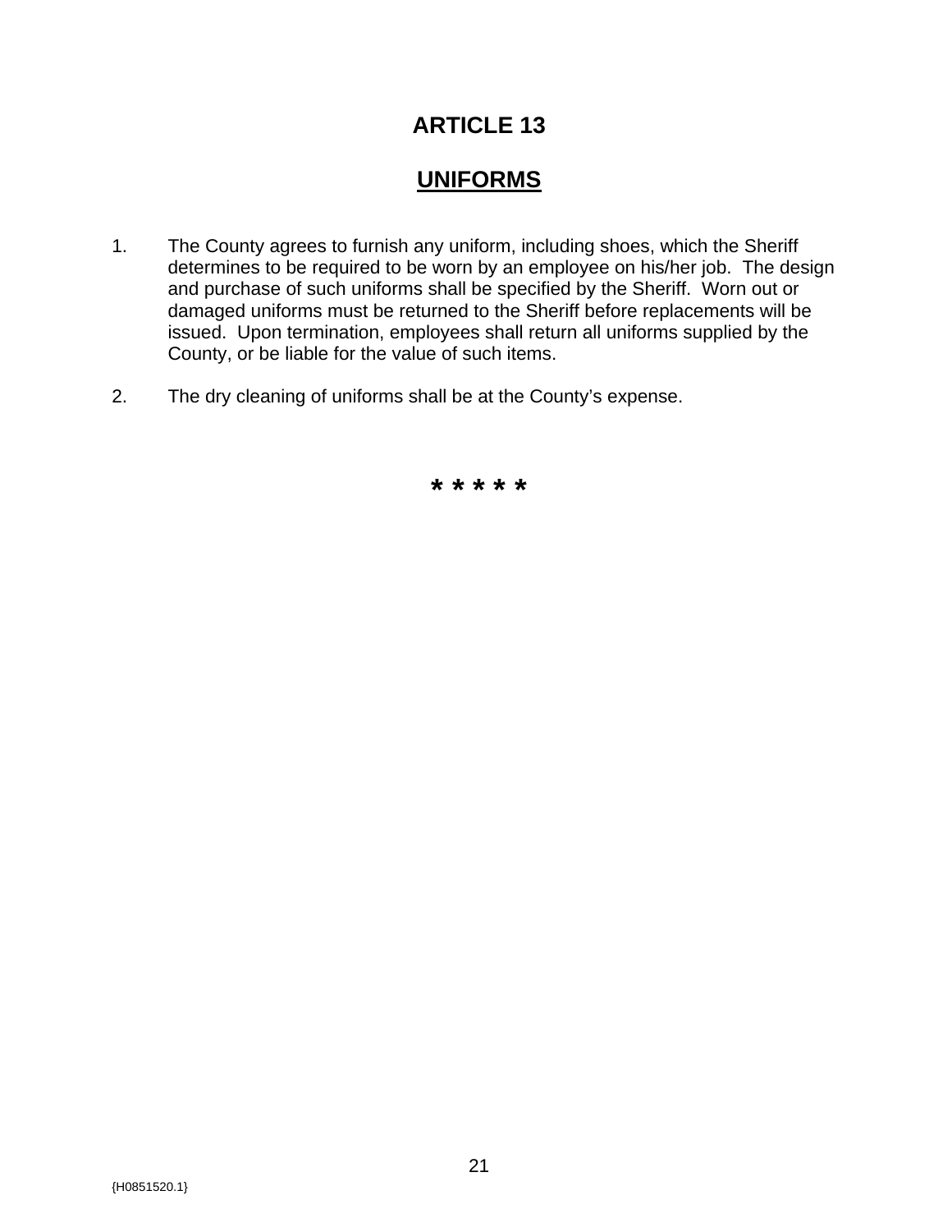# ARTICLE 13

## UNIFORMS

1. The County agrees to furnish any uniform, including shoes, which the Sheriff determines to be required to be worn by an employee on his/her job. The design and purchase of such uniforms shall be specified by the Sheriff. Worn out or damaged uniforms must be returned to the Sheriff before replacements will be issued. Upon termination, employees shall return all uniforms supplied by the County, or be liable for the value of such items.

2. The dry cleaning of uniforms shall be at the County's expense.

* * * * *

{H0851520.1}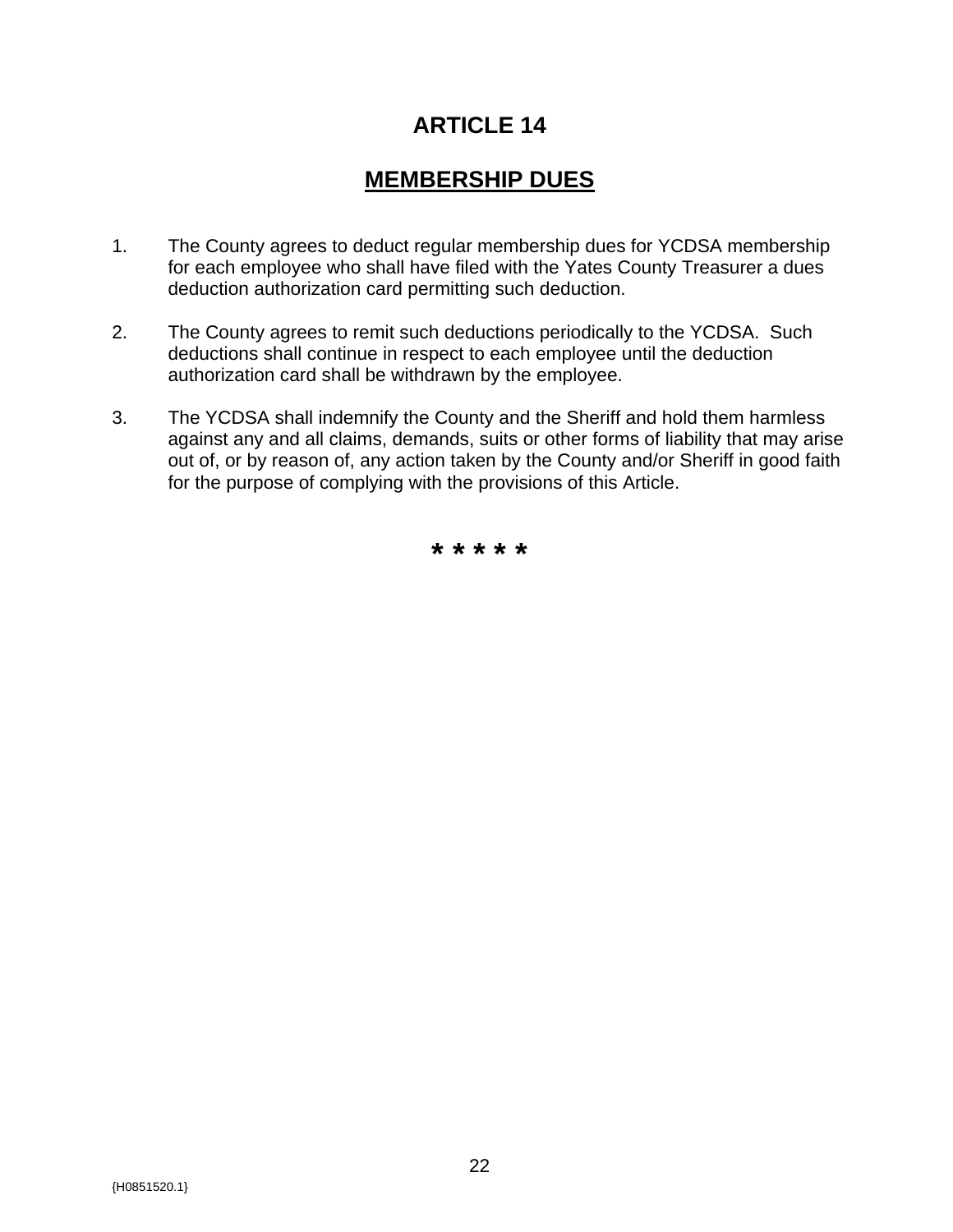# ARTICLE 14

## MEMBERSHIP DUES

1. The County agrees to deduct regular membership dues for YCDSA membership for each employee who shall have filed with the Yates County Treasurer a dues deduction authorization card permitting such deduction.

2. The County agrees to remit such deductions periodically to the YCDSA. Such deductions shall continue in respect to each employee until the deduction authorization card shall be withdrawn by the employee.

3. The YCDSA shall indemnify the County and the Sheriff and hold them harmless against any and all claims, demands, suits or other forms of liability that may arise out of, or by reason of, any action taken by the County and/or Sheriff in good faith for the purpose of complying with the provisions of this Article.

* * * * *

{H0851520.1}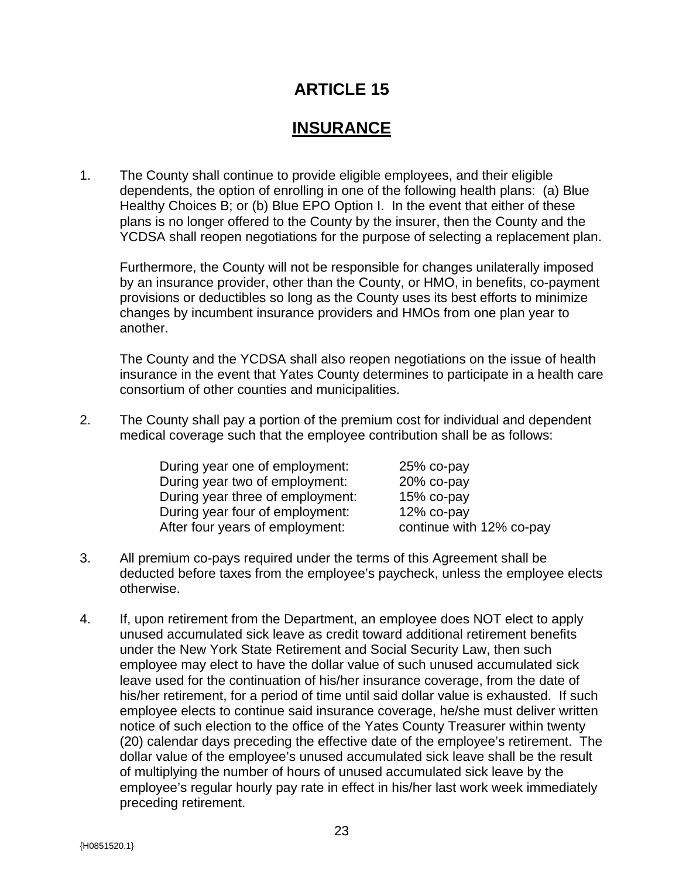# ARTICLE 15

## INSURANCE

1. The County shall continue to provide eligible employees, and their eligible dependents, the option of enrolling in one of the following health plans: (a) Blue Healthy Choices B; or (b) Blue EPO Option I. In the event that either of these plans is no longer offered to the County by the insurer, then the County and the YCDSA shall reopen negotiations for the purpose of selecting a replacement plan.

   Furthermore, the County will not be responsible for changes unilaterally imposed by an insurance provider, other than the County, or HMO, in benefits, co-payment provisions or deductibles so long as the County uses its best efforts to minimize changes by incumbent insurance providers and HMOs from one plan year to another.

   The County and the YCDSA shall also reopen negotiations on the issue of health insurance in the event that Yates County determines to participate in a health care consortium of other counties and municipalities.

2. The County shall pay a portion of the premium cost for individual and dependent medical coverage such that the employee contribution shall be as follows:

| | |
|---|---|
| During year one of employment: | 25% co-pay |
| During year two of employment: | 20% co-pay |
| During year three of employment: | 15% co-pay |
| During year four of employment: | 12% co-pay |
| After four years of employment: | continue with 12% co-pay |

3. All premium co-pays required under the terms of this Agreement shall be deducted before taxes from the employee's paycheck, unless the employee elects otherwise.

4. If, upon retirement from the Department, an employee does NOT elect to apply unused accumulated sick leave as credit toward additional retirement benefits under the New York State Retirement and Social Security Law, then such employee may elect to have the dollar value of such unused accumulated sick leave used for the continuation of his/her insurance coverage, from the date of his/her retirement, for a period of time until said dollar value is exhausted. If such employee elects to continue said insurance coverage, he/she must deliver written notice of such election to the office of the Yates County Treasurer within twenty (20) calendar days preceding the effective date of the employee's retirement. The dollar value of the employee's unused accumulated sick leave shall be the result of multiplying the number of hours of unused accumulated sick leave by the employee's regular hourly pay rate in effect in his/her last work week immediately preceding retirement.

{H0851520.1}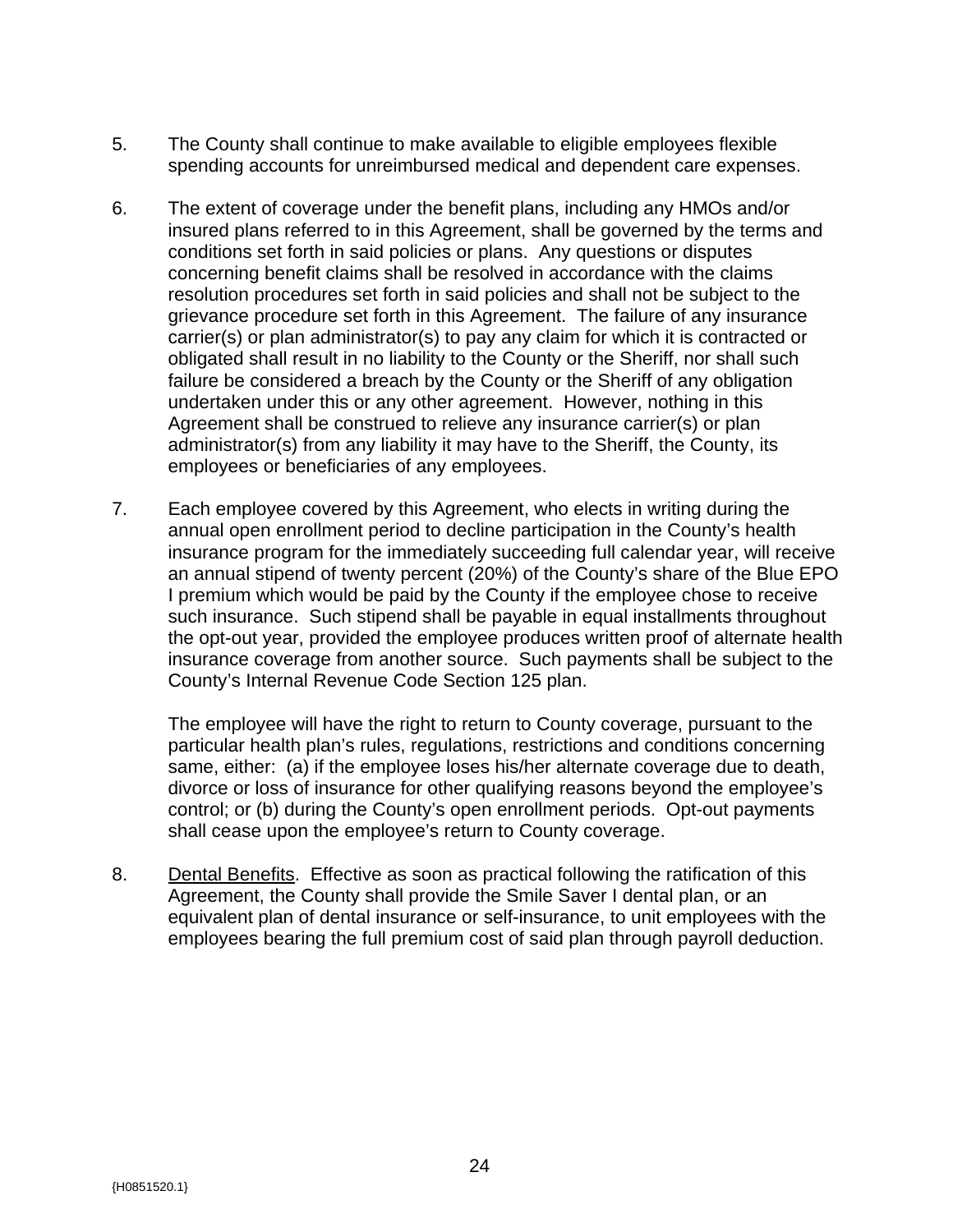5. The County shall continue to make available to eligible employees flexible spending accounts for unreimbursed medical and dependent care expenses.

6. The extent of coverage under the benefit plans, including any HMOs and/or insured plans referred to in this Agreement, shall be governed by the terms and conditions set forth in said policies or plans. Any questions or disputes concerning benefit claims shall be resolved in accordance with the claims resolution procedures set forth in said policies and shall not be subject to the grievance procedure set forth in this Agreement. The failure of any insurance carrier(s) or plan administrator(s) to pay any claim for which it is contracted or obligated shall result in no liability to the County or the Sheriff, nor shall such failure be considered a breach by the County or the Sheriff of any obligation undertaken under this or any other agreement. However, nothing in this Agreement shall be construed to relieve any insurance carrier(s) or plan administrator(s) from any liability it may have to the Sheriff, the County, its employees or beneficiaries of any employees.

7. Each employee covered by this Agreement, who elects in writing during the annual open enrollment period to decline participation in the County's health insurance program for the immediately succeeding full calendar year, will receive an annual stipend of twenty percent (20%) of the County's share of the Blue EPO I premium which would be paid by the County if the employee chose to receive such insurance. Such stipend shall be payable in equal installments throughout the opt-out year, provided the employee produces written proof of alternate health insurance coverage from another source. Such payments shall be subject to the County's Internal Revenue Code Section 125 plan.

   The employee will have the right to return to County coverage, pursuant to the particular health plan's rules, regulations, restrictions and conditions concerning same, either: (a) if the employee loses his/her alternate coverage due to death, divorce or loss of insurance for other qualifying reasons beyond the employee's control; or (b) during the County's open enrollment periods. Opt-out payments shall cease upon the employee's return to County coverage.

8. Dental Benefits. Effective as soon as practical following the ratification of this Agreement, the County shall provide the Smile Saver I dental plan, or an equivalent plan of dental insurance or self-insurance, to unit employees with the employees bearing the full premium cost of said plan through payroll deduction.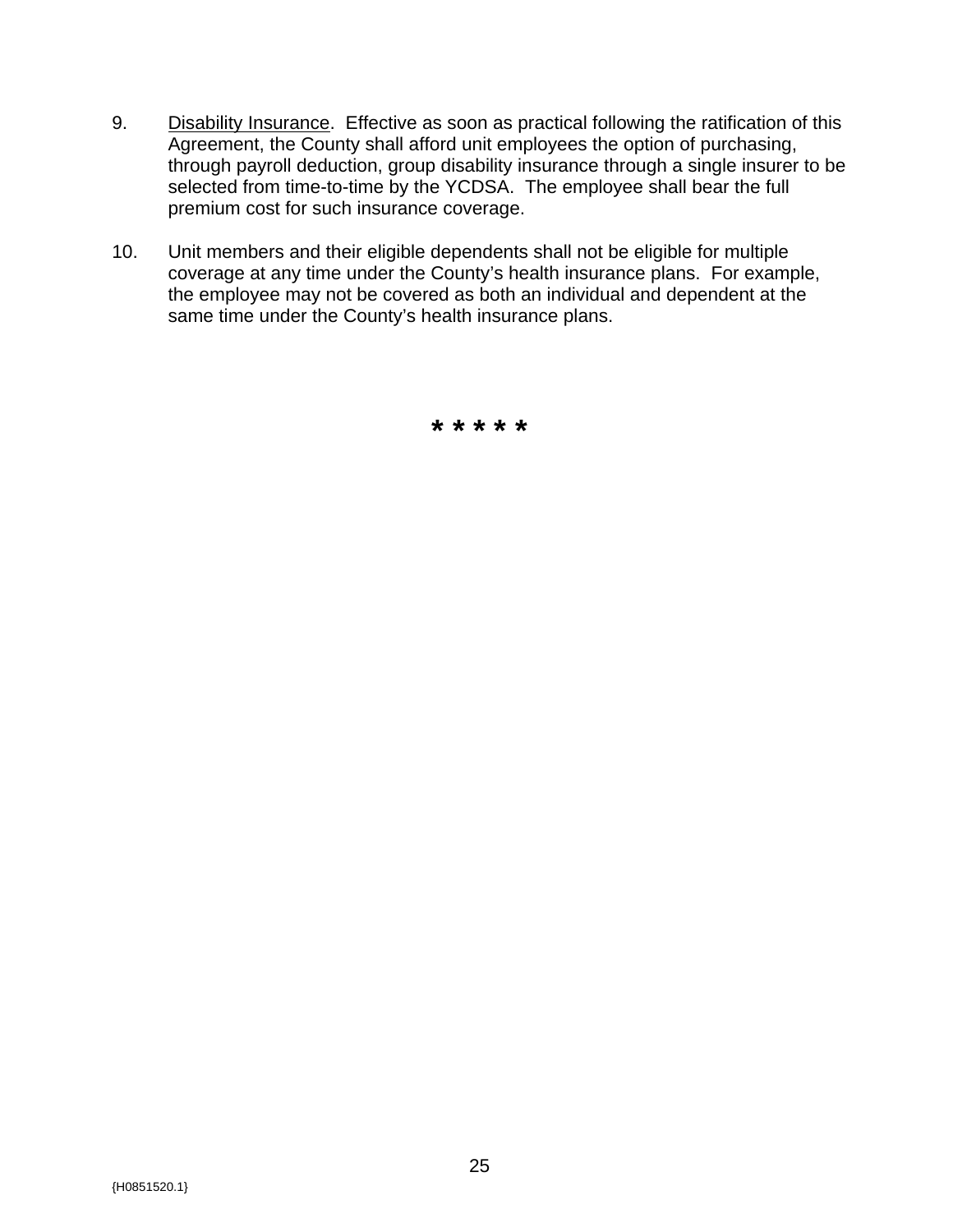9. <u>Disability Insurance</u>. Effective as soon as practical following the ratification of this Agreement, the County shall afford unit employees the option of purchasing, through payroll deduction, group disability insurance through a single insurer to be selected from time-to-time by the YCDSA. The employee shall bear the full premium cost for such insurance coverage.

10. Unit members and their eligible dependents shall not be eligible for multiple coverage at any time under the County's health insurance plans. For example, the employee may not be covered as both an individual and dependent at the same time under the County's health insurance plans.

* * * * *

{H0851520.1}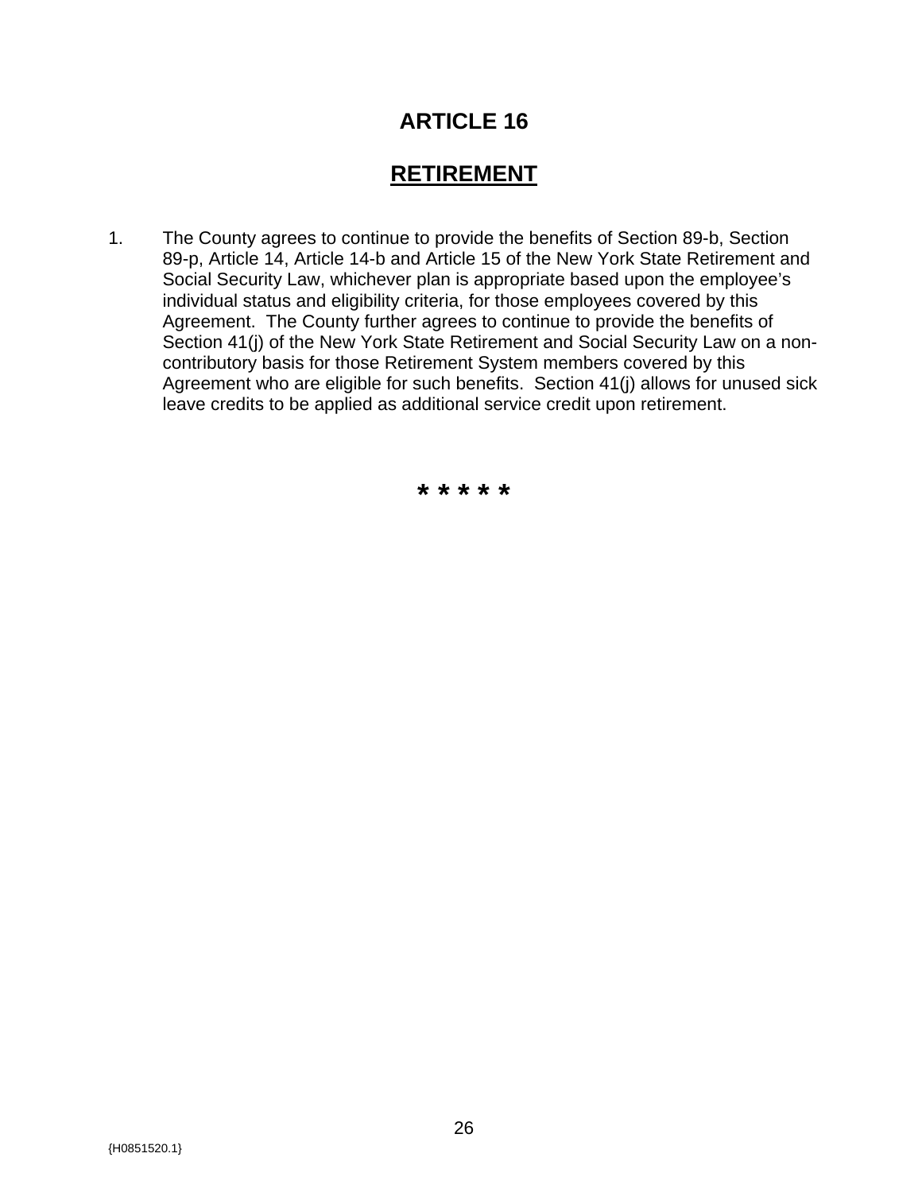# ARTICLE 16

## RETIREMENT

1. The County agrees to continue to provide the benefits of Section 89-b, Section 89-p, Article 14, Article 14-b and Article 15 of the New York State Retirement and Social Security Law, whichever plan is appropriate based upon the employee's individual status and eligibility criteria, for those employees covered by this Agreement. The County further agrees to continue to provide the benefits of Section 41(j) of the New York State Retirement and Social Security Law on a non-contributory basis for those Retirement System members covered by this Agreement who are eligible for such benefits. Section 41(j) allows for unused sick leave credits to be applied as additional service credit upon retirement.

* * * * *

{H0851520.1}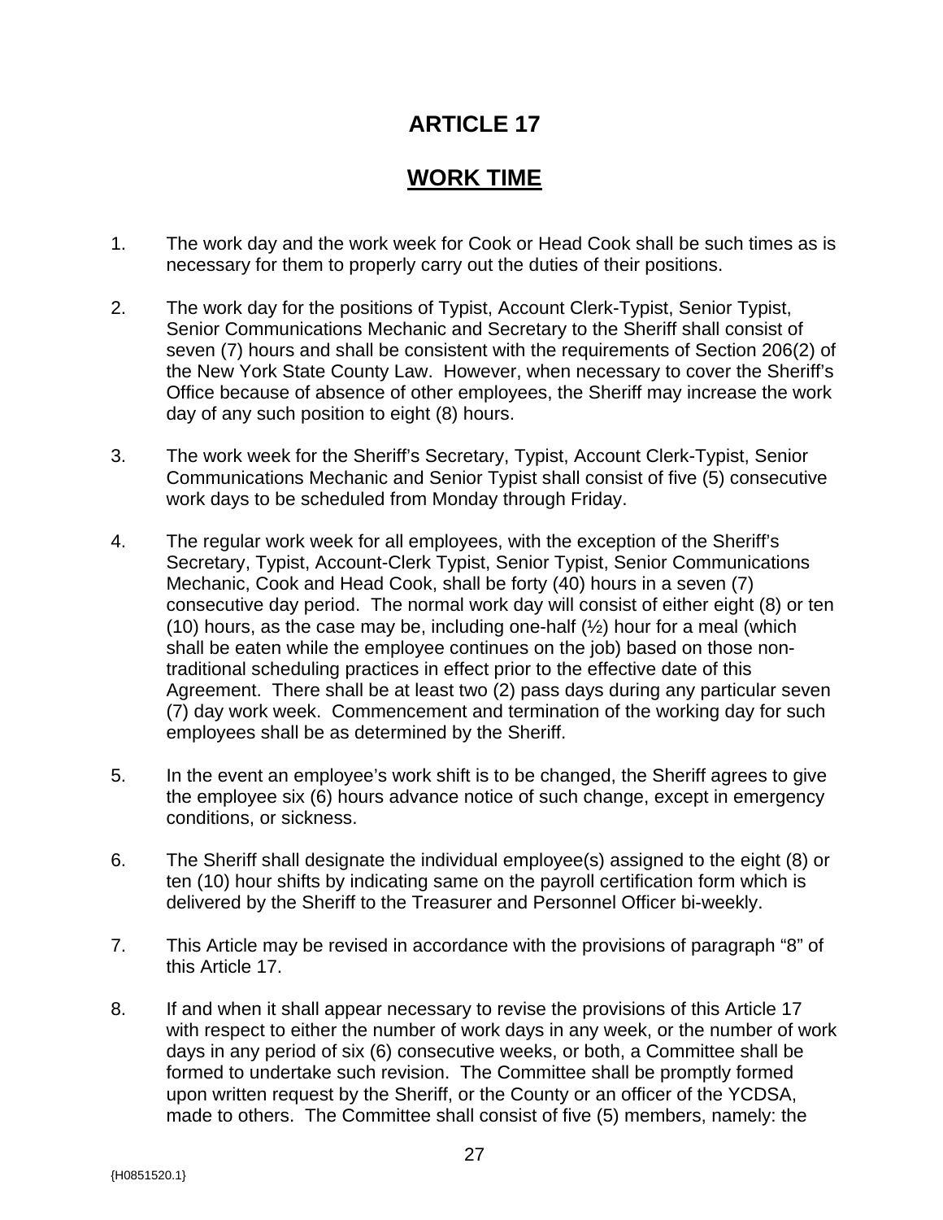# ARTICLE 17

## WORK TIME

1. The work day and the work week for Cook or Head Cook shall be such times as is necessary for them to properly carry out the duties of their positions.

2. The work day for the positions of Typist, Account Clerk-Typist, Senior Typist, Senior Communications Mechanic and Secretary to the Sheriff shall consist of seven (7) hours and shall be consistent with the requirements of Section 206(2) of the New York State County Law. However, when necessary to cover the Sheriff's Office because of absence of other employees, the Sheriff may increase the work day of any such position to eight (8) hours.

3. The work week for the Sheriff's Secretary, Typist, Account Clerk-Typist, Senior Communications Mechanic and Senior Typist shall consist of five (5) consecutive work days to be scheduled from Monday through Friday.

4. The regular work week for all employees, with the exception of the Sheriff's Secretary, Typist, Account-Clerk Typist, Senior Typist, Senior Communications Mechanic, Cook and Head Cook, shall be forty (40) hours in a seven (7) consecutive day period. The normal work day will consist of either eight (8) or ten (10) hours, as the case may be, including one-half (½) hour for a meal (which shall be eaten while the employee continues on the job) based on those non-traditional scheduling practices in effect prior to the effective date of this Agreement. There shall be at least two (2) pass days during any particular seven (7) day work week. Commencement and termination of the working day for such employees shall be as determined by the Sheriff.

5. In the event an employee's work shift is to be changed, the Sheriff agrees to give the employee six (6) hours advance notice of such change, except in emergency conditions, or sickness.

6. The Sheriff shall designate the individual employee(s) assigned to the eight (8) or ten (10) hour shifts by indicating same on the payroll certification form which is delivered by the Sheriff to the Treasurer and Personnel Officer bi-weekly.

7. This Article may be revised in accordance with the provisions of paragraph "8" of this Article 17.

8. If and when it shall appear necessary to revise the provisions of this Article 17 with respect to either the number of work days in any week, or the number of work days in any period of six (6) consecutive weeks, or both, a Committee shall be formed to undertake such revision. The Committee shall be promptly formed upon written request by the Sheriff, or the County or an officer of the YCDSA, made to others. The Committee shall consist of five (5) members, namely: the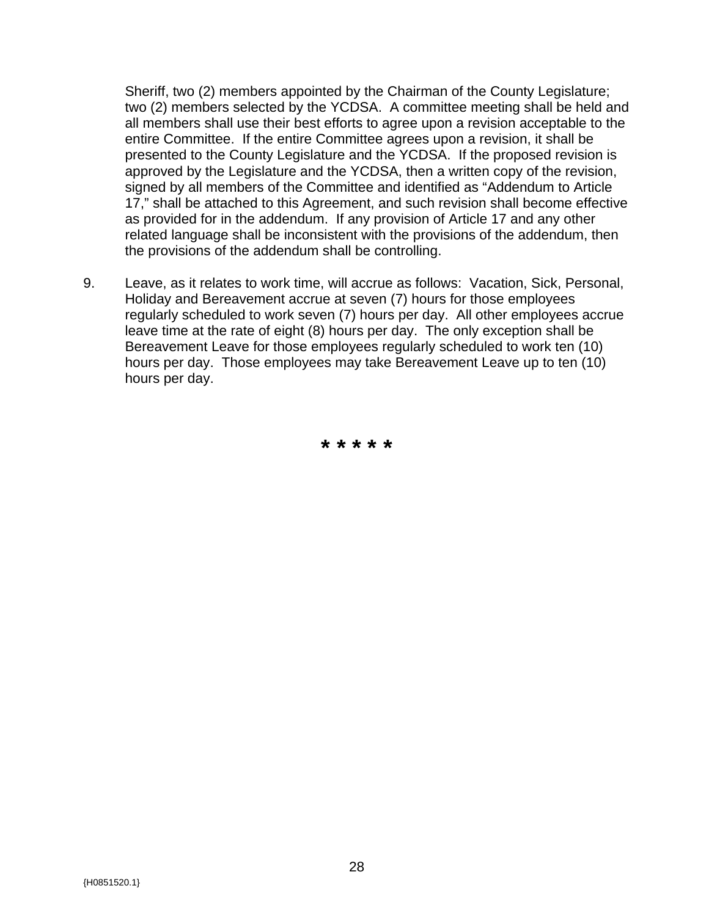Sheriff, two (2) members appointed by the Chairman of the County Legislature; two (2) members selected by the YCDSA. A committee meeting shall be held and all members shall use their best efforts to agree upon a revision acceptable to the entire Committee. If the entire Committee agrees upon a revision, it shall be presented to the County Legislature and the YCDSA. If the proposed revision is approved by the Legislature and the YCDSA, then a written copy of the revision, signed by all members of the Committee and identified as "Addendum to Article 17," shall be attached to this Agreement, and such revision shall become effective as provided for in the addendum. If any provision of Article 17 and any other related language shall be inconsistent with the provisions of the addendum, then the provisions of the addendum shall be controlling.

9. Leave, as it relates to work time, will accrue as follows: Vacation, Sick, Personal, Holiday and Bereavement accrue at seven (7) hours for those employees regularly scheduled to work seven (7) hours per day. All other employees accrue leave time at the rate of eight (8) hours per day. The only exception shall be Bereavement Leave for those employees regularly scheduled to work ten (10) hours per day. Those employees may take Bereavement Leave up to ten (10) hours per day.

* * * * *

{H0851520.1}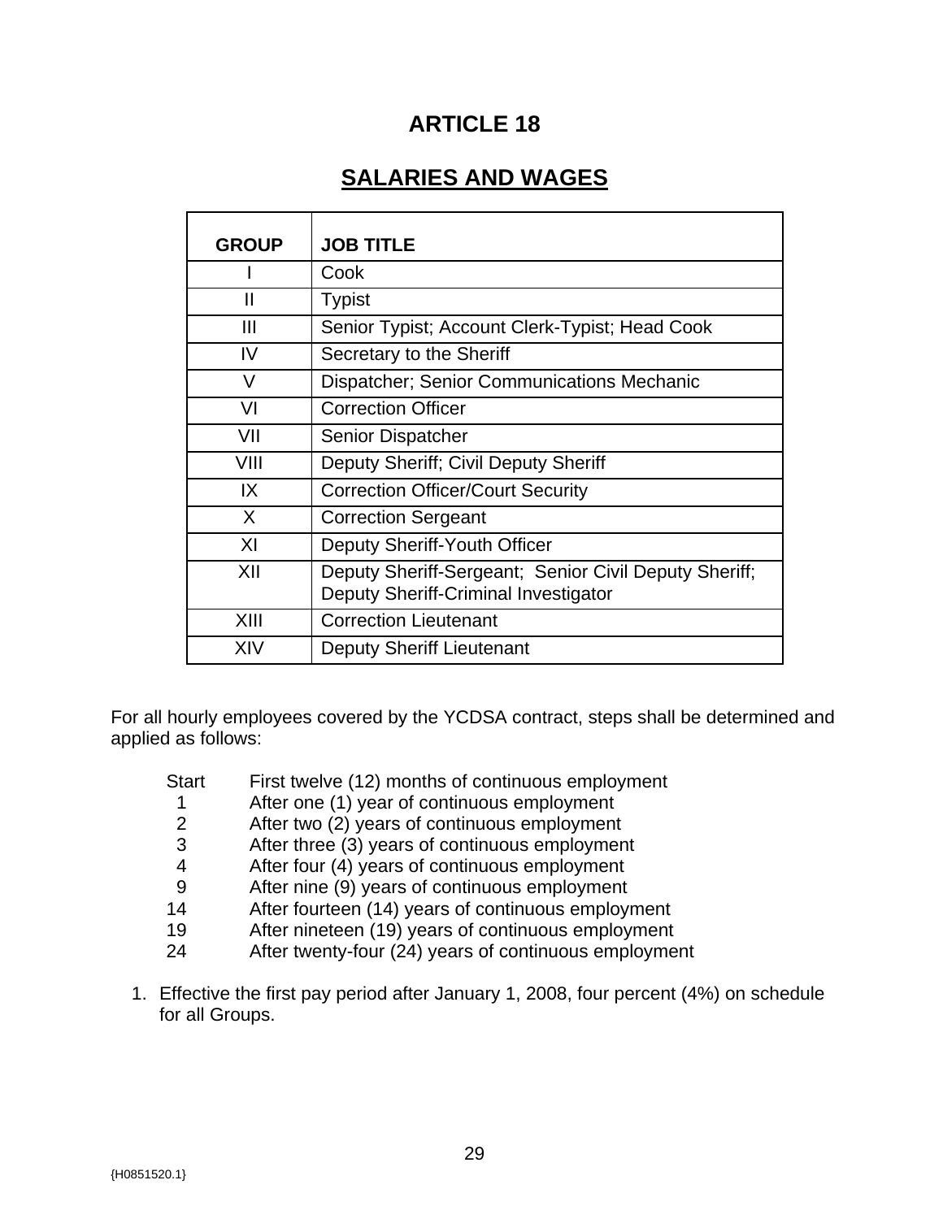# ARTICLE 18

## SALARIES AND WAGES

| GROUP | JOB TITLE |
|---|---|
| I | Cook |
| II | Typist |
| III | Senior Typist; Account Clerk-Typist; Head Cook |
| IV | Secretary to the Sheriff |
| V | Dispatcher; Senior Communications Mechanic |
| VI | Correction Officer |
| VII | Senior Dispatcher |
| VIII | Deputy Sheriff; Civil Deputy Sheriff |
| IX | Correction Officer/Court Security |
| X | Correction Sergeant |
| XI | Deputy Sheriff-Youth Officer |
| XII | Deputy Sheriff-Sergeant; Senior Civil Deputy Sheriff; Deputy Sheriff-Criminal Investigator |
| XIII | Correction Lieutenant |
| XIV | Deputy Sheriff Lieutenant |

For all hourly employees covered by the YCDSA contract, steps shall be determined and applied as follows:

| | |
|---|---|
| Start | First twelve (12) months of continuous employment |
| 1 | After one (1) year of continuous employment |
| 2 | After two (2) years of continuous employment |
| 3 | After three (3) years of continuous employment |
| 4 | After four (4) years of continuous employment |
| 9 | After nine (9) years of continuous employment |
| 14 | After fourteen (14) years of continuous employment |
| 19 | After nineteen (19) years of continuous employment |
| 24 | After twenty-four (24) years of continuous employment |

1. Effective the first pay period after January 1, 2008, four percent (4%) on schedule for all Groups.

{H0851520.1}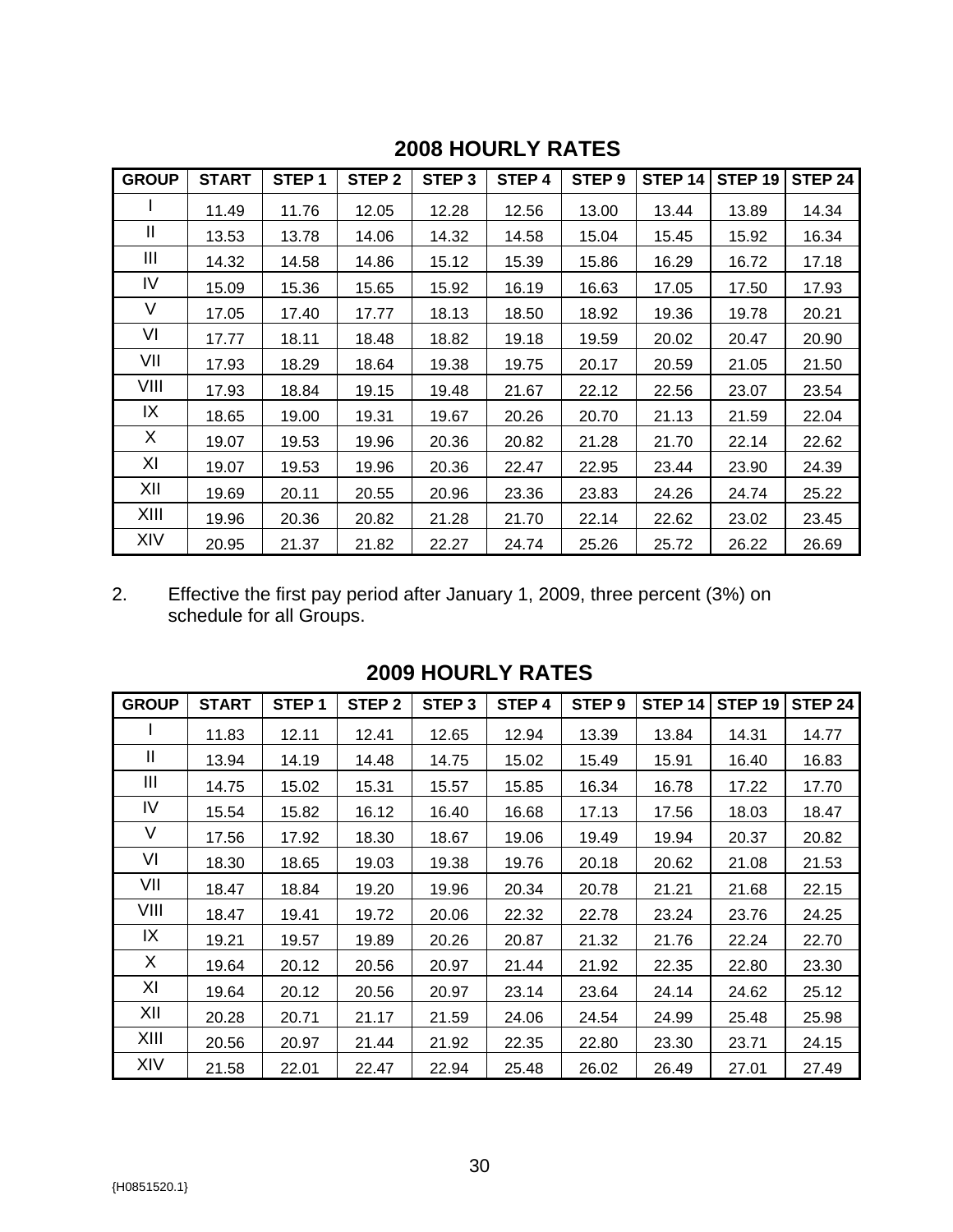## 2008 HOURLY RATES

| GROUP | START | STEP 1 | STEP 2 | STEP 3 | STEP 4 | STEP 9 | STEP 14 | STEP 19 | STEP 24 |
|---|---|---|---|---|---|---|---|---|---|
| I | 11.49 | 11.76 | 12.05 | 12.28 | 12.56 | 13.00 | 13.44 | 13.89 | 14.34 |
| II | 13.53 | 13.78 | 14.06 | 14.32 | 14.58 | 15.04 | 15.45 | 15.92 | 16.34 |
| III | 14.32 | 14.58 | 14.86 | 15.12 | 15.39 | 15.86 | 16.29 | 16.72 | 17.18 |
| IV | 15.09 | 15.36 | 15.65 | 15.92 | 16.19 | 16.63 | 17.05 | 17.50 | 17.93 |
| V | 17.05 | 17.40 | 17.77 | 18.13 | 18.50 | 18.92 | 19.36 | 19.78 | 20.21 |
| VI | 17.77 | 18.11 | 18.48 | 18.82 | 19.18 | 19.59 | 20.02 | 20.47 | 20.90 |
| VII | 17.93 | 18.29 | 18.64 | 19.38 | 19.75 | 20.17 | 20.59 | 21.05 | 21.50 |
| VIII | 17.93 | 18.84 | 19.15 | 19.48 | 21.67 | 22.12 | 22.56 | 23.07 | 23.54 |
| IX | 18.65 | 19.00 | 19.31 | 19.67 | 20.26 | 20.70 | 21.13 | 21.59 | 22.04 |
| X | 19.07 | 19.53 | 19.96 | 20.36 | 20.82 | 21.28 | 21.70 | 22.14 | 22.62 |
| XI | 19.07 | 19.53 | 19.96 | 20.36 | 22.47 | 22.95 | 23.44 | 23.90 | 24.39 |
| XII | 19.69 | 20.11 | 20.55 | 20.96 | 23.36 | 23.83 | 24.26 | 24.74 | 25.22 |
| XIII | 19.96 | 20.36 | 20.82 | 21.28 | 21.70 | 22.14 | 22.62 | 23.02 | 23.45 |
| XIV | 20.95 | 21.37 | 21.82 | 22.27 | 24.74 | 25.26 | 25.72 | 26.22 | 26.69 |

2. Effective the first pay period after January 1, 2009, three percent (3%) on schedule for all Groups.

## 2009 HOURLY RATES

| GROUP | START | STEP 1 | STEP 2 | STEP 3 | STEP 4 | STEP 9 | STEP 14 | STEP 19 | STEP 24 |
|---|---|---|---|---|---|---|---|---|---|
| I | 11.83 | 12.11 | 12.41 | 12.65 | 12.94 | 13.39 | 13.84 | 14.31 | 14.77 |
| II | 13.94 | 14.19 | 14.48 | 14.75 | 15.02 | 15.49 | 15.91 | 16.40 | 16.83 |
| III | 14.75 | 15.02 | 15.31 | 15.57 | 15.85 | 16.34 | 16.78 | 17.22 | 17.70 |
| IV | 15.54 | 15.82 | 16.12 | 16.40 | 16.68 | 17.13 | 17.56 | 18.03 | 18.47 |
| V | 17.56 | 17.92 | 18.30 | 18.67 | 19.06 | 19.49 | 19.94 | 20.37 | 20.82 |
| VI | 18.30 | 18.65 | 19.03 | 19.38 | 19.76 | 20.18 | 20.62 | 21.08 | 21.53 |
| VII | 18.47 | 18.84 | 19.20 | 19.96 | 20.34 | 20.78 | 21.21 | 21.68 | 22.15 |
| VIII | 18.47 | 19.41 | 19.72 | 20.06 | 22.32 | 22.78 | 23.24 | 23.76 | 24.25 |
| IX | 19.21 | 19.57 | 19.89 | 20.26 | 20.87 | 21.32 | 21.76 | 22.24 | 22.70 |
| X | 19.64 | 20.12 | 20.56 | 20.97 | 21.44 | 21.92 | 22.35 | 22.80 | 23.30 |
| XI | 19.64 | 20.12 | 20.56 | 20.97 | 23.14 | 23.64 | 24.14 | 24.62 | 25.12 |
| XII | 20.28 | 20.71 | 21.17 | 21.59 | 24.06 | 24.54 | 24.99 | 25.48 | 25.98 |
| XIII | 20.56 | 20.97 | 21.44 | 21.92 | 22.35 | 22.80 | 23.30 | 23.71 | 24.15 |
| XIV | 21.58 | 22.01 | 22.47 | 22.94 | 25.48 | 26.02 | 26.49 | 27.01 | 27.49 |

{H0851520.1}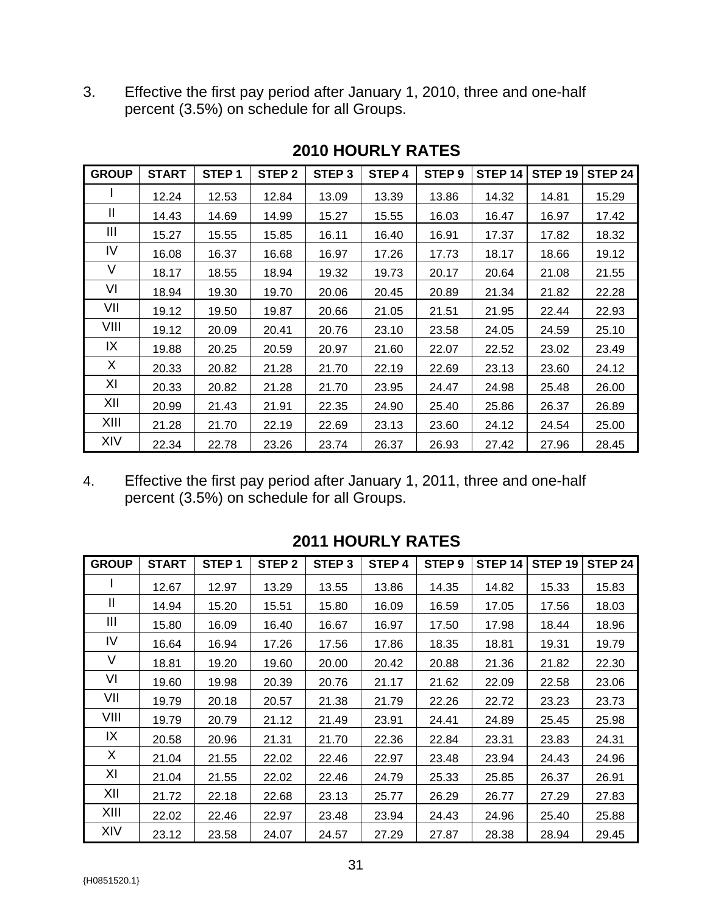3. Effective the first pay period after January 1, 2010, three and one-half percent (3.5%) on schedule for all Groups.

## 2010 HOURLY RATES

| GROUP | START | STEP 1 | STEP 2 | STEP 3 | STEP 4 | STEP 9 | STEP 14 | STEP 19 | STEP 24 |
|---|---|---|---|---|---|---|---|---|---|
| I | 12.24 | 12.53 | 12.84 | 13.09 | 13.39 | 13.86 | 14.32 | 14.81 | 15.29 |
| II | 14.43 | 14.69 | 14.99 | 15.27 | 15.55 | 16.03 | 16.47 | 16.97 | 17.42 |
| III | 15.27 | 15.55 | 15.85 | 16.11 | 16.40 | 16.91 | 17.37 | 17.82 | 18.32 |
| IV | 16.08 | 16.37 | 16.68 | 16.97 | 17.26 | 17.73 | 18.17 | 18.66 | 19.12 |
| V | 18.17 | 18.55 | 18.94 | 19.32 | 19.73 | 20.17 | 20.64 | 21.08 | 21.55 |
| VI | 18.94 | 19.30 | 19.70 | 20.06 | 20.45 | 20.89 | 21.34 | 21.82 | 22.28 |
| VII | 19.12 | 19.50 | 19.87 | 20.66 | 21.05 | 21.51 | 21.95 | 22.44 | 22.93 |
| VIII | 19.12 | 20.09 | 20.41 | 20.76 | 23.10 | 23.58 | 24.05 | 24.59 | 25.10 |
| IX | 19.88 | 20.25 | 20.59 | 20.97 | 21.60 | 22.07 | 22.52 | 23.02 | 23.49 |
| X | 20.33 | 20.82 | 21.28 | 21.70 | 22.19 | 22.69 | 23.13 | 23.60 | 24.12 |
| XI | 20.33 | 20.82 | 21.28 | 21.70 | 23.95 | 24.47 | 24.98 | 25.48 | 26.00 |
| XII | 20.99 | 21.43 | 21.91 | 22.35 | 24.90 | 25.40 | 25.86 | 26.37 | 26.89 |
| XIII | 21.28 | 21.70 | 22.19 | 22.69 | 23.13 | 23.60 | 24.12 | 24.54 | 25.00 |
| XIV | 22.34 | 22.78 | 23.26 | 23.74 | 26.37 | 26.93 | 27.42 | 27.96 | 28.45 |

4. Effective the first pay period after January 1, 2011, three and one-half percent (3.5%) on schedule for all Groups.

## 2011 HOURLY RATES

| GROUP | START | STEP 1 | STEP 2 | STEP 3 | STEP 4 | STEP 9 | STEP 14 | STEP 19 | STEP 24 |
|---|---|---|---|---|---|---|---|---|---|
| I | 12.67 | 12.97 | 13.29 | 13.55 | 13.86 | 14.35 | 14.82 | 15.33 | 15.83 |
| II | 14.94 | 15.20 | 15.51 | 15.80 | 16.09 | 16.59 | 17.05 | 17.56 | 18.03 |
| III | 15.80 | 16.09 | 16.40 | 16.67 | 16.97 | 17.50 | 17.98 | 18.44 | 18.96 |
| IV | 16.64 | 16.94 | 17.26 | 17.56 | 17.86 | 18.35 | 18.81 | 19.31 | 19.79 |
| V | 18.81 | 19.20 | 19.60 | 20.00 | 20.42 | 20.88 | 21.36 | 21.82 | 22.30 |
| VI | 19.60 | 19.98 | 20.39 | 20.76 | 21.17 | 21.62 | 22.09 | 22.58 | 23.06 |
| VII | 19.79 | 20.18 | 20.57 | 21.38 | 21.79 | 22.26 | 22.72 | 23.23 | 23.73 |
| VIII | 19.79 | 20.79 | 21.12 | 21.49 | 23.91 | 24.41 | 24.89 | 25.45 | 25.98 |
| IX | 20.58 | 20.96 | 21.31 | 21.70 | 22.36 | 22.84 | 23.31 | 23.83 | 24.31 |
| X | 21.04 | 21.55 | 22.02 | 22.46 | 22.97 | 23.48 | 23.94 | 24.43 | 24.96 |
| XI | 21.04 | 21.55 | 22.02 | 22.46 | 24.79 | 25.33 | 25.85 | 26.37 | 26.91 |
| XII | 21.72 | 22.18 | 22.68 | 23.13 | 25.77 | 26.29 | 26.77 | 27.29 | 27.83 |
| XIII | 22.02 | 22.46 | 22.97 | 23.48 | 23.94 | 24.43 | 24.96 | 25.40 | 25.88 |
| XIV | 23.12 | 23.58 | 24.07 | 24.57 | 27.29 | 27.87 | 28.38 | 28.94 | 29.45 |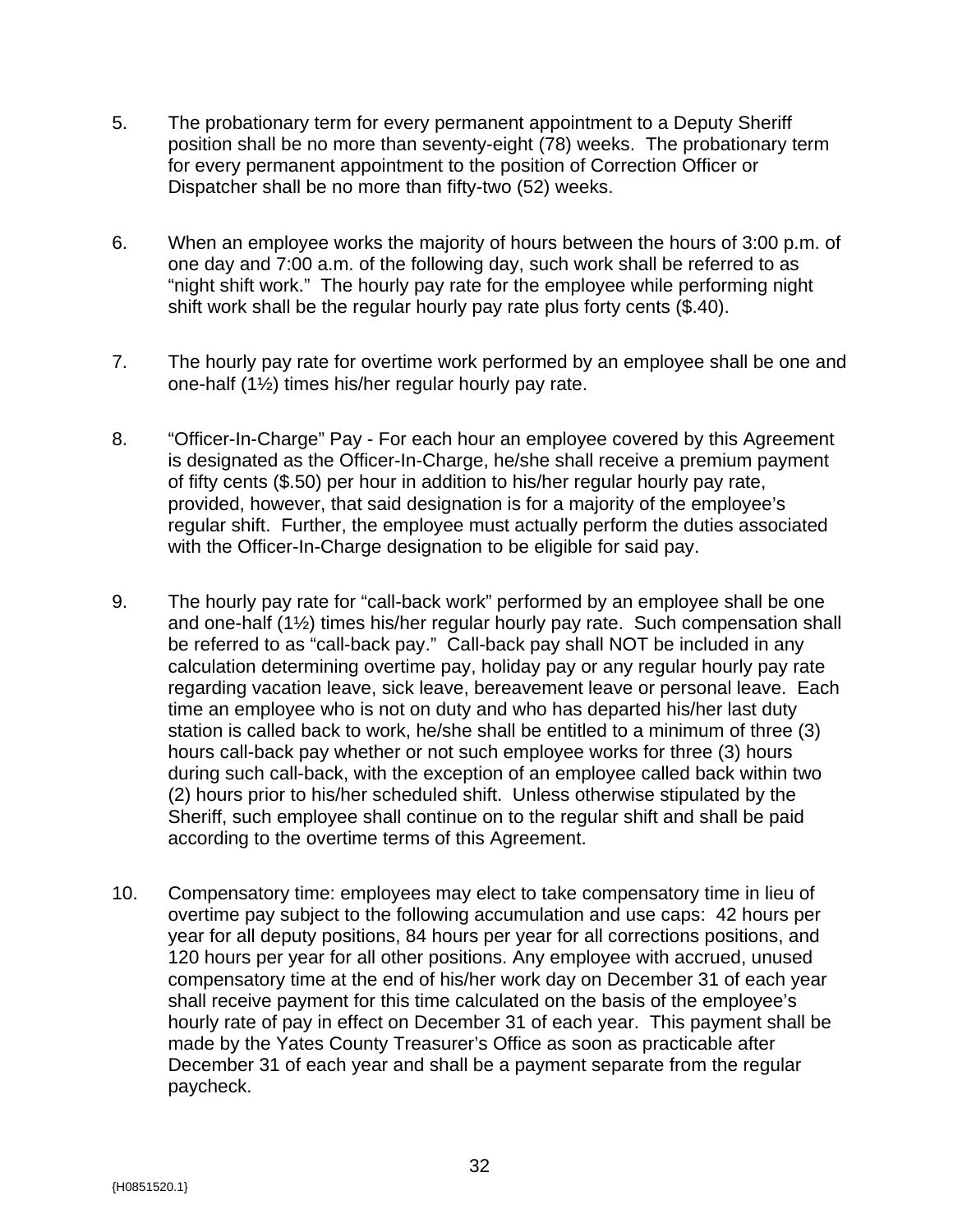5. The probationary term for every permanent appointment to a Deputy Sheriff position shall be no more than seventy-eight (78) weeks. The probationary term for every permanent appointment to the position of Correction Officer or Dispatcher shall be no more than fifty-two (52) weeks.

6. When an employee works the majority of hours between the hours of 3:00 p.m. of one day and 7:00 a.m. of the following day, such work shall be referred to as "night shift work." The hourly pay rate for the employee while performing night shift work shall be the regular hourly pay rate plus forty cents ($.40).

7. The hourly pay rate for overtime work performed by an employee shall be one and one-half (1½) times his/her regular hourly pay rate.

8. "Officer-In-Charge" Pay - For each hour an employee covered by this Agreement is designated as the Officer-In-Charge, he/she shall receive a premium payment of fifty cents ($.50) per hour in addition to his/her regular hourly pay rate, provided, however, that said designation is for a majority of the employee's regular shift. Further, the employee must actually perform the duties associated with the Officer-In-Charge designation to be eligible for said pay.

9. The hourly pay rate for "call-back work" performed by an employee shall be one and one-half (1½) times his/her regular hourly pay rate. Such compensation shall be referred to as "call-back pay." Call-back pay shall NOT be included in any calculation determining overtime pay, holiday pay or any regular hourly pay rate regarding vacation leave, sick leave, bereavement leave or personal leave. Each time an employee who is not on duty and who has departed his/her last duty station is called back to work, he/she shall be entitled to a minimum of three (3) hours call-back pay whether or not such employee works for three (3) hours during such call-back, with the exception of an employee called back within two (2) hours prior to his/her scheduled shift. Unless otherwise stipulated by the Sheriff, such employee shall continue on to the regular shift and shall be paid according to the overtime terms of this Agreement.

10. Compensatory time: employees may elect to take compensatory time in lieu of overtime pay subject to the following accumulation and use caps: 42 hours per year for all deputy positions, 84 hours per year for all corrections positions, and 120 hours per year for all other positions. Any employee with accrued, unused compensatory time at the end of his/her work day on December 31 of each year shall receive payment for this time calculated on the basis of the employee's hourly rate of pay in effect on December 31 of each year. This payment shall be made by the Yates County Treasurer's Office as soon as practicable after December 31 of each year and shall be a payment separate from the regular paycheck.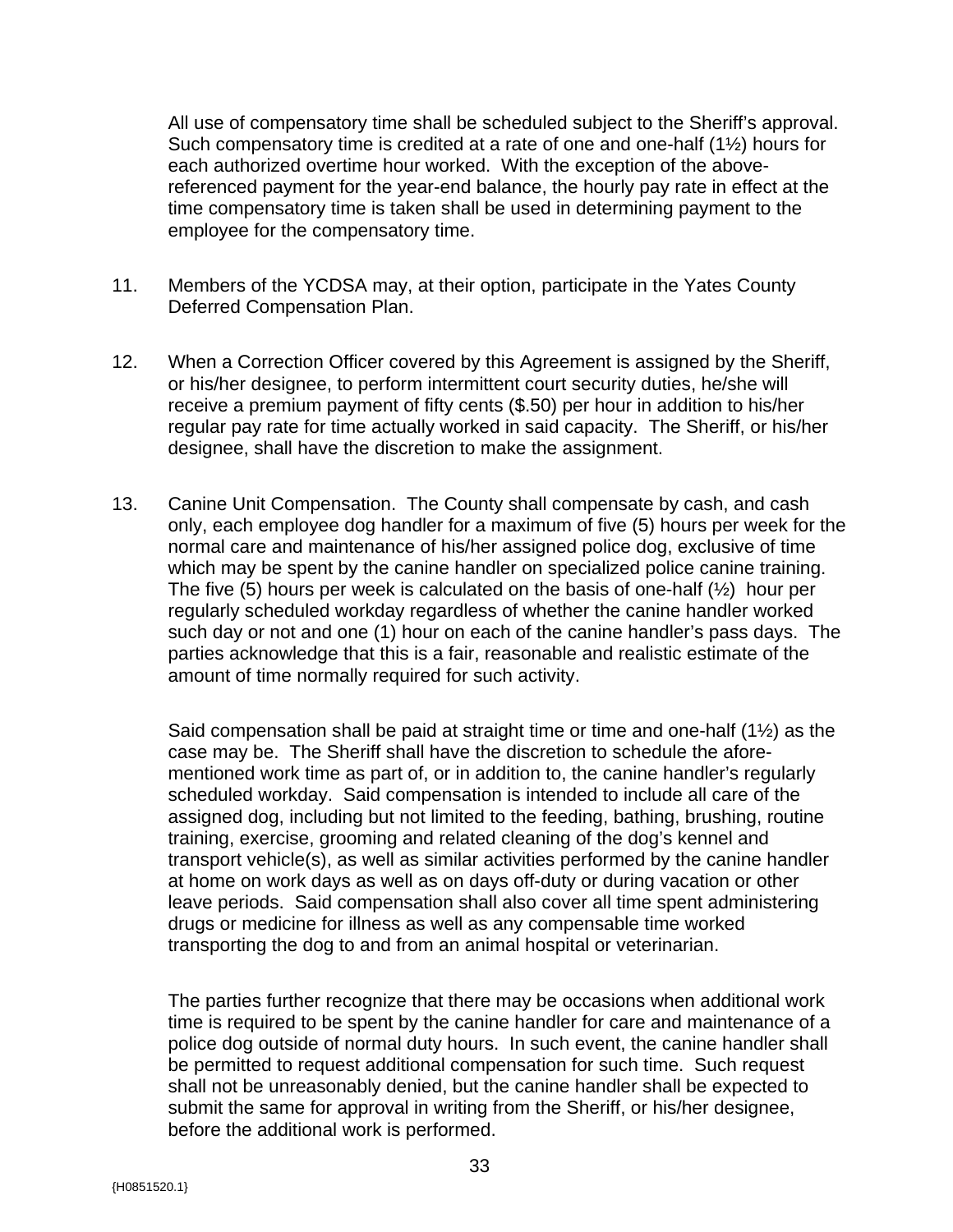All use of compensatory time shall be scheduled subject to the Sheriff's approval. Such compensatory time is credited at a rate of one and one-half (1½) hours for each authorized overtime hour worked. With the exception of the above-referenced payment for the year-end balance, the hourly pay rate in effect at the time compensatory time is taken shall be used in determining payment to the employee for the compensatory time.

11. Members of the YCDSA may, at their option, participate in the Yates County Deferred Compensation Plan.

12. When a Correction Officer covered by this Agreement is assigned by the Sheriff, or his/her designee, to perform intermittent court security duties, he/she will receive a premium payment of fifty cents ($.50) per hour in addition to his/her regular pay rate for time actually worked in said capacity. The Sheriff, or his/her designee, shall have the discretion to make the assignment.

13. Canine Unit Compensation. The County shall compensate by cash, and cash only, each employee dog handler for a maximum of five (5) hours per week for the normal care and maintenance of his/her assigned police dog, exclusive of time which may be spent by the canine handler on specialized police canine training. The five (5) hours per week is calculated on the basis of one-half (½) hour per regularly scheduled workday regardless of whether the canine handler worked such day or not and one (1) hour on each of the canine handler's pass days. The parties acknowledge that this is a fair, reasonable and realistic estimate of the amount of time normally required for such activity.

    Said compensation shall be paid at straight time or time and one-half (1½) as the case may be. The Sheriff shall have the discretion to schedule the aforementioned work time as part of, or in addition to, the canine handler's regularly scheduled workday. Said compensation is intended to include all care of the assigned dog, including but not limited to the feeding, bathing, brushing, routine training, exercise, grooming and related cleaning of the dog's kennel and transport vehicle(s), as well as similar activities performed by the canine handler at home on work days as well as on days off-duty or during vacation or other leave periods. Said compensation shall also cover all time spent administering drugs or medicine for illness as well as any compensable time worked transporting the dog to and from an animal hospital or veterinarian.

    The parties further recognize that there may be occasions when additional work time is required to be spent by the canine handler for care and maintenance of a police dog outside of normal duty hours. In such event, the canine handler shall be permitted to request additional compensation for such time. Such request shall not be unreasonably denied, but the canine handler shall be expected to submit the same for approval in writing from the Sheriff, or his/her designee, before the additional work is performed.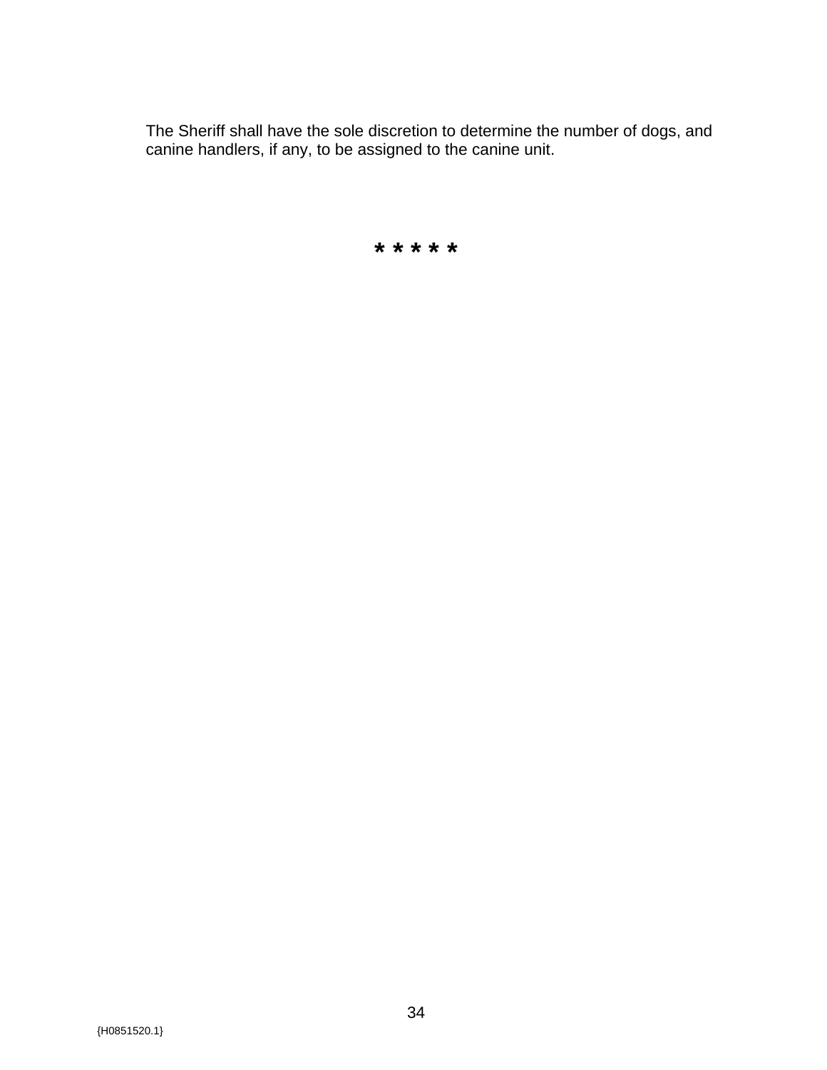The Sheriff shall have the sole discretion to determine the number of dogs, and canine handlers, if any, to be assigned to the canine unit.

* * * * *

{H0851520.1}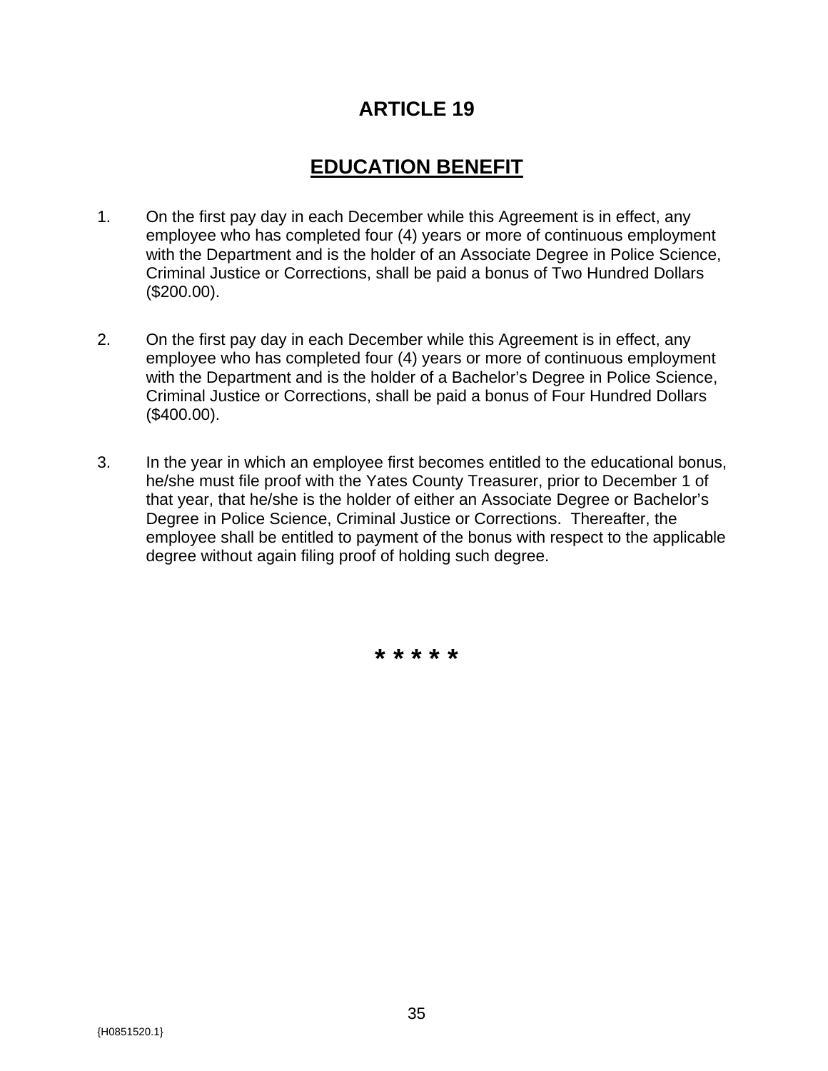# ARTICLE 19

## EDUCATION BENEFIT

1. On the first pay day in each December while this Agreement is in effect, any employee who has completed four (4) years or more of continuous employment with the Department and is the holder of an Associate Degree in Police Science, Criminal Justice or Corrections, shall be paid a bonus of Two Hundred Dollars ($200.00).

2. On the first pay day in each December while this Agreement is in effect, any employee who has completed four (4) years or more of continuous employment with the Department and is the holder of a Bachelor's Degree in Police Science, Criminal Justice or Corrections, shall be paid a bonus of Four Hundred Dollars ($400.00).

3. In the year in which an employee first becomes entitled to the educational bonus, he/she must file proof with the Yates County Treasurer, prior to December 1 of that year, that he/she is the holder of either an Associate Degree or Bachelor's Degree in Police Science, Criminal Justice or Corrections. Thereafter, the employee shall be entitled to payment of the bonus with respect to the applicable degree without again filing proof of holding such degree.

* * * * *

{H0851520.1}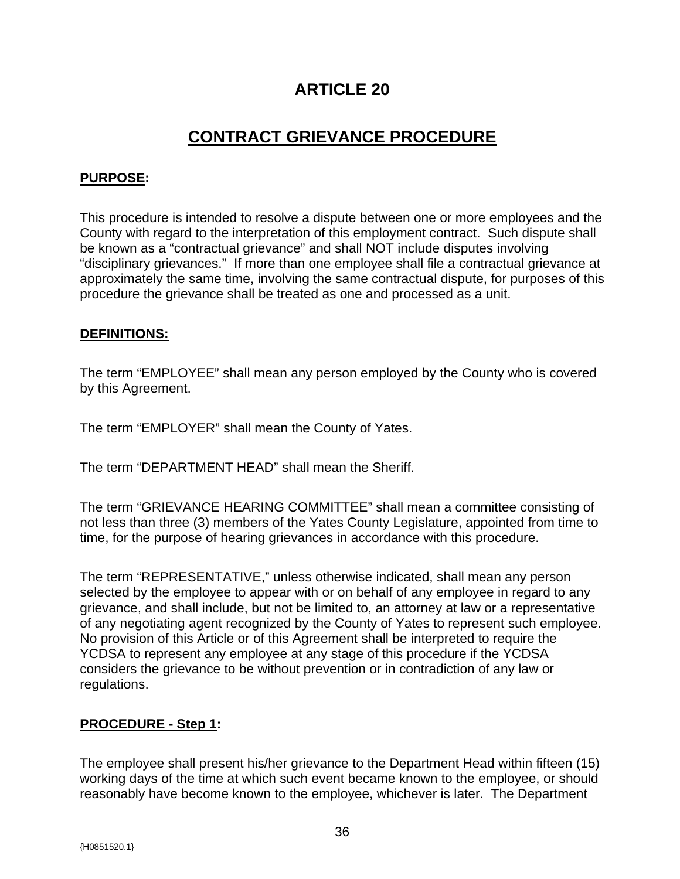# ARTICLE 20

## CONTRACT GRIEVANCE PROCEDURE

**PURPOSE:**

This procedure is intended to resolve a dispute between one or more employees and the County with regard to the interpretation of this employment contract. Such dispute shall be known as a "contractual grievance" and shall NOT include disputes involving "disciplinary grievances." If more than one employee shall file a contractual grievance at approximately the same time, involving the same contractual dispute, for purposes of this procedure the grievance shall be treated as one and processed as a unit.

**DEFINITIONS:**

The term "EMPLOYEE" shall mean any person employed by the County who is covered by this Agreement.

The term "EMPLOYER" shall mean the County of Yates.

The term "DEPARTMENT HEAD" shall mean the Sheriff.

The term "GRIEVANCE HEARING COMMITTEE" shall mean a committee consisting of not less than three (3) members of the Yates County Legislature, appointed from time to time, for the purpose of hearing grievances in accordance with this procedure.

The term "REPRESENTATIVE," unless otherwise indicated, shall mean any person selected by the employee to appear with or on behalf of any employee in regard to any grievance, and shall include, but not be limited to, an attorney at law or a representative of any negotiating agent recognized by the County of Yates to represent such employee. No provision of this Article or of this Agreement shall be interpreted to require the YCDSA to represent any employee at any stage of this procedure if the YCDSA considers the grievance to be without prevention or in contradiction of any law or regulations.

**PROCEDURE - Step 1:**

The employee shall present his/her grievance to the Department Head within fifteen (15) working days of the time at which such event became known to the employee, or should reasonably have become known to the employee, whichever is later. The Department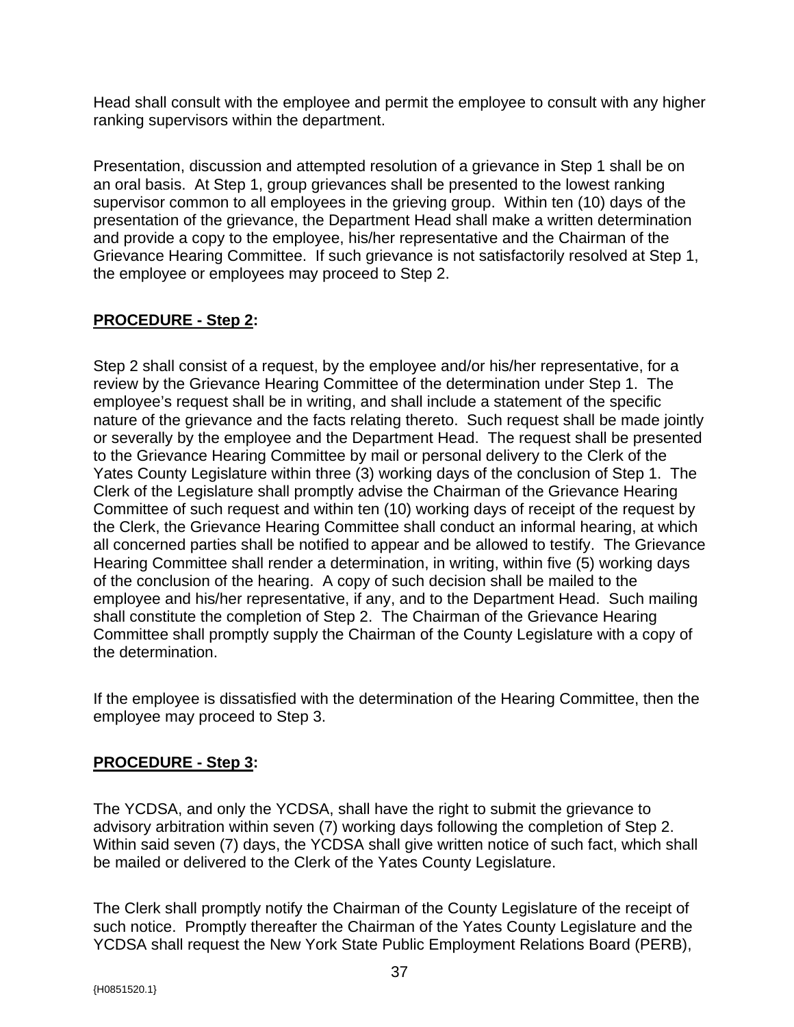Head shall consult with the employee and permit the employee to consult with any higher ranking supervisors within the department.

Presentation, discussion and attempted resolution of a grievance in Step 1 shall be on an oral basis. At Step 1, group grievances shall be presented to the lowest ranking supervisor common to all employees in the grieving group. Within ten (10) days of the presentation of the grievance, the Department Head shall make a written determination and provide a copy to the employee, his/her representative and the Chairman of the Grievance Hearing Committee. If such grievance is not satisfactorily resolved at Step 1, the employee or employees may proceed to Step 2.

**PROCEDURE - Step 2:**

Step 2 shall consist of a request, by the employee and/or his/her representative, for a review by the Grievance Hearing Committee of the determination under Step 1. The employee's request shall be in writing, and shall include a statement of the specific nature of the grievance and the facts relating thereto. Such request shall be made jointly or severally by the employee and the Department Head. The request shall be presented to the Grievance Hearing Committee by mail or personal delivery to the Clerk of the Yates County Legislature within three (3) working days of the conclusion of Step 1. The Clerk of the Legislature shall promptly advise the Chairman of the Grievance Hearing Committee of such request and within ten (10) working days of receipt of the request by the Clerk, the Grievance Hearing Committee shall conduct an informal hearing, at which all concerned parties shall be notified to appear and be allowed to testify. The Grievance Hearing Committee shall render a determination, in writing, within five (5) working days of the conclusion of the hearing. A copy of such decision shall be mailed to the employee and his/her representative, if any, and to the Department Head. Such mailing shall constitute the completion of Step 2. The Chairman of the Grievance Hearing Committee shall promptly supply the Chairman of the County Legislature with a copy of the determination.

If the employee is dissatisfied with the determination of the Hearing Committee, then the employee may proceed to Step 3.

**PROCEDURE - Step 3:**

The YCDSA, and only the YCDSA, shall have the right to submit the grievance to advisory arbitration within seven (7) working days following the completion of Step 2. Within said seven (7) days, the YCDSA shall give written notice of such fact, which shall be mailed or delivered to the Clerk of the Yates County Legislature.

The Clerk shall promptly notify the Chairman of the County Legislature of the receipt of such notice. Promptly thereafter the Chairman of the Yates County Legislature and the YCDSA shall request the New York State Public Employment Relations Board (PERB),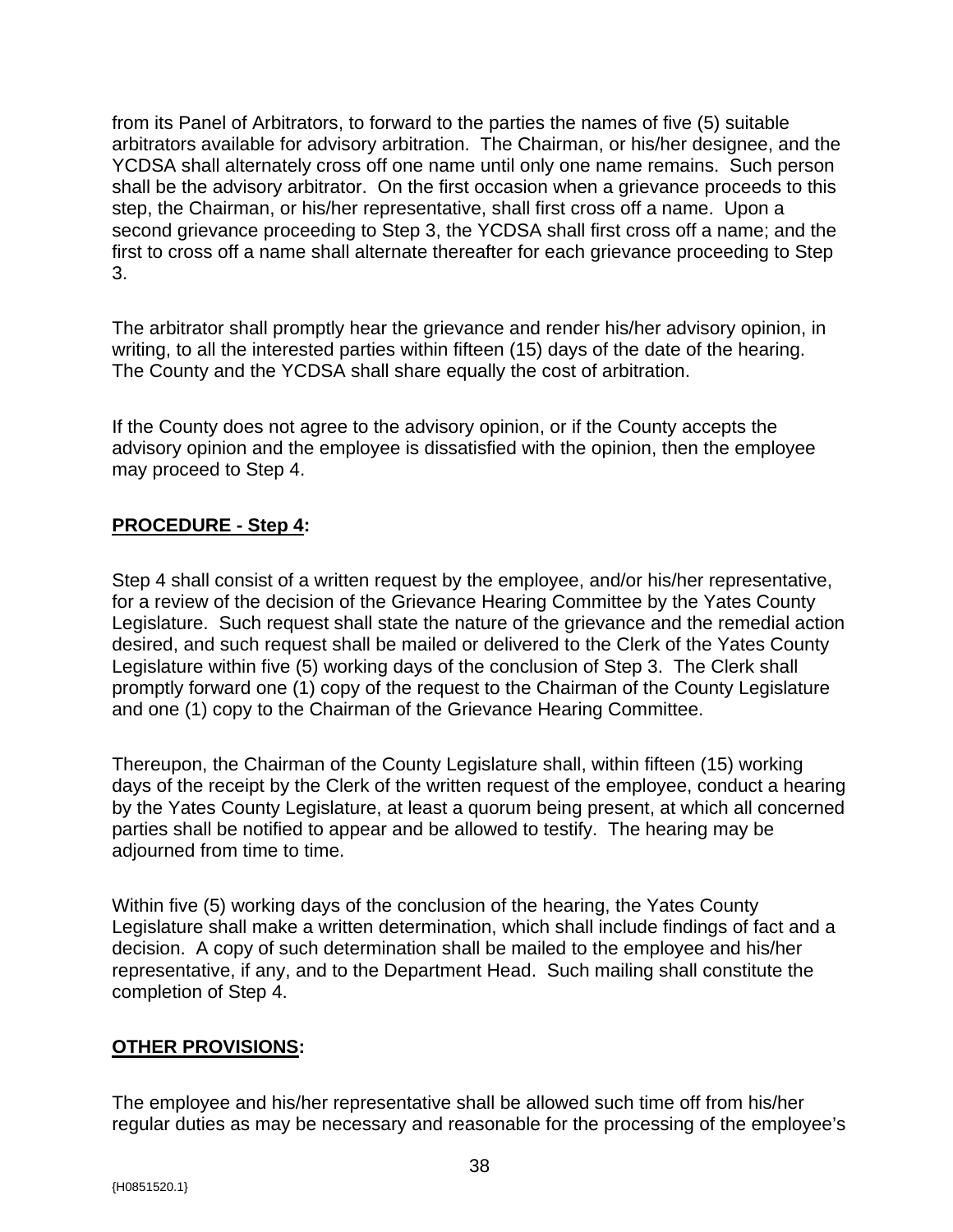from its Panel of Arbitrators, to forward to the parties the names of five (5) suitable arbitrators available for advisory arbitration. The Chairman, or his/her designee, and the YCDSA shall alternately cross off one name until only one name remains. Such person shall be the advisory arbitrator. On the first occasion when a grievance proceeds to this step, the Chairman, or his/her representative, shall first cross off a name. Upon a second grievance proceeding to Step 3, the YCDSA shall first cross off a name; and the first to cross off a name shall alternate thereafter for each grievance proceeding to Step 3.

The arbitrator shall promptly hear the grievance and render his/her advisory opinion, in writing, to all the interested parties within fifteen (15) days of the date of the hearing. The County and the YCDSA shall share equally the cost of arbitration.

If the County does not agree to the advisory opinion, or if the County accepts the advisory opinion and the employee is dissatisfied with the opinion, then the employee may proceed to Step 4.

**PROCEDURE - Step 4:**

Step 4 shall consist of a written request by the employee, and/or his/her representative, for a review of the decision of the Grievance Hearing Committee by the Yates County Legislature. Such request shall state the nature of the grievance and the remedial action desired, and such request shall be mailed or delivered to the Clerk of the Yates County Legislature within five (5) working days of the conclusion of Step 3. The Clerk shall promptly forward one (1) copy of the request to the Chairman of the County Legislature and one (1) copy to the Chairman of the Grievance Hearing Committee.

Thereupon, the Chairman of the County Legislature shall, within fifteen (15) working days of the receipt by the Clerk of the written request of the employee, conduct a hearing by the Yates County Legislature, at least a quorum being present, at which all concerned parties shall be notified to appear and be allowed to testify. The hearing may be adjourned from time to time.

Within five (5) working days of the conclusion of the hearing, the Yates County Legislature shall make a written determination, which shall include findings of fact and a decision. A copy of such determination shall be mailed to the employee and his/her representative, if any, and to the Department Head. Such mailing shall constitute the completion of Step 4.

**OTHER PROVISIONS:**

The employee and his/her representative shall be allowed such time off from his/her regular duties as may be necessary and reasonable for the processing of the employee's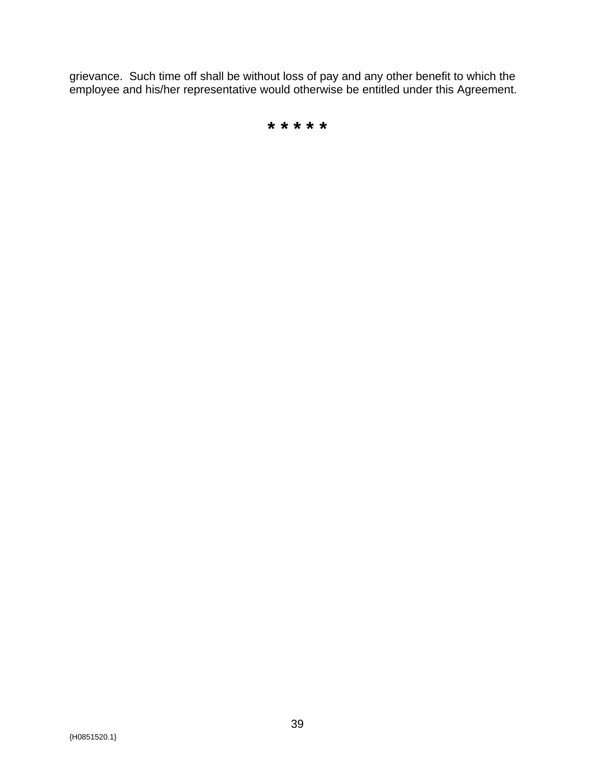grievance. Such time off shall be without loss of pay and any other benefit to which the employee and his/her representative would otherwise be entitled under this Agreement.

* * * * *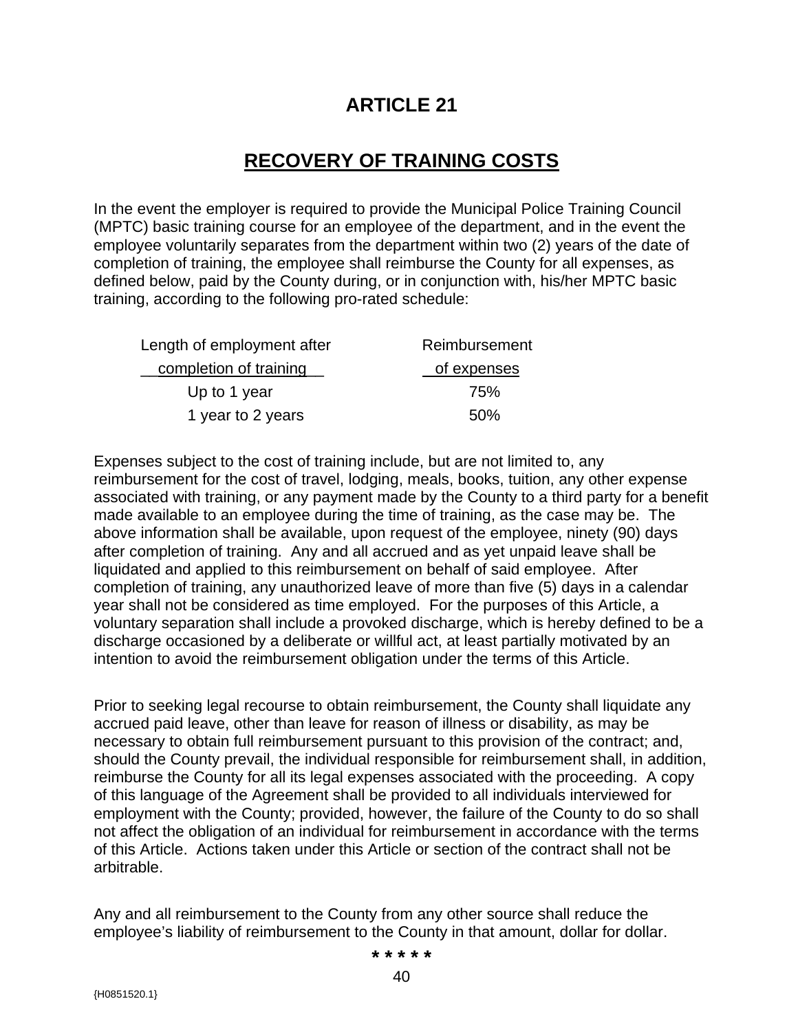# ARTICLE 21

## RECOVERY OF TRAINING COSTS

In the event the employer is required to provide the Municipal Police Training Council (MPTC) basic training course for an employee of the department, and in the event the employee voluntarily separates from the department within two (2) years of the date of completion of training, the employee shall reimburse the County for all expenses, as defined below, paid by the County during, or in conjunction with, his/her MPTC basic training, according to the following pro-rated schedule:

| Length of employment after completion of training | Reimbursement of expenses |
|---|---|
| Up to 1 year | 75% |
| 1 year to 2 years | 50% |

Expenses subject to the cost of training include, but are not limited to, any reimbursement for the cost of travel, lodging, meals, books, tuition, any other expense associated with training, or any payment made by the County to a third party for a benefit made available to an employee during the time of training, as the case may be. The above information shall be available, upon request of the employee, ninety (90) days after completion of training. Any and all accrued and as yet unpaid leave shall be liquidated and applied to this reimbursement on behalf of said employee. After completion of training, any unauthorized leave of more than five (5) days in a calendar year shall not be considered as time employed. For the purposes of this Article, a voluntary separation shall include a provoked discharge, which is hereby defined to be a discharge occasioned by a deliberate or willful act, at least partially motivated by an intention to avoid the reimbursement obligation under the terms of this Article.

Prior to seeking legal recourse to obtain reimbursement, the County shall liquidate any accrued paid leave, other than leave for reason of illness or disability, as may be necessary to obtain full reimbursement pursuant to this provision of the contract; and, should the County prevail, the individual responsible for reimbursement shall, in addition, reimburse the County for all its legal expenses associated with the proceeding. A copy of this language of the Agreement shall be provided to all individuals interviewed for employment with the County; provided, however, the failure of the County to do so shall not affect the obligation of an individual for reimbursement in accordance with the terms of this Article. Actions taken under this Article or section of the contract shall not be arbitrable.

Any and all reimbursement to the County from any other source shall reduce the employee's liability of reimbursement to the County in that amount, dollar for dollar.

* * * * *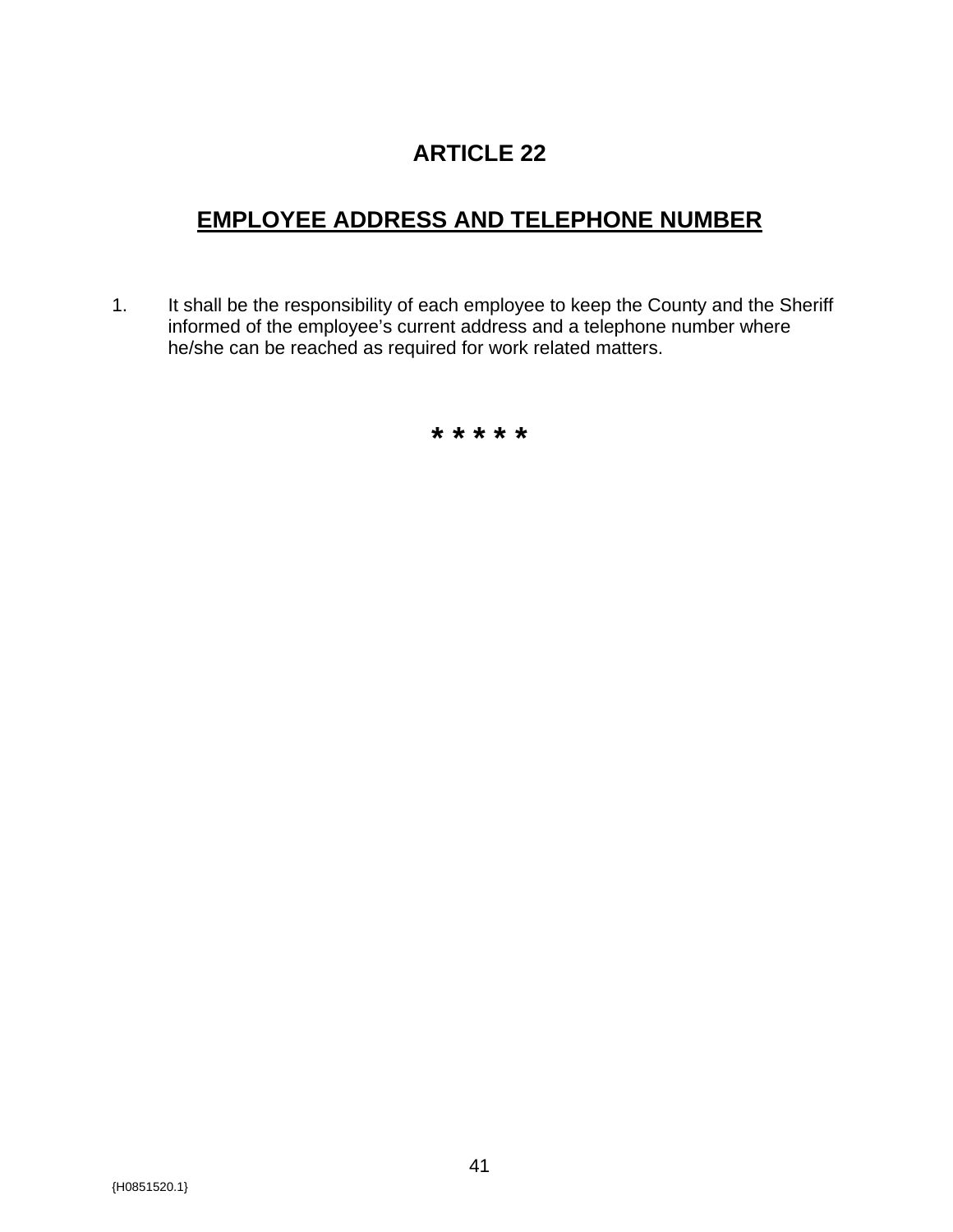# ARTICLE 22

## EMPLOYEE ADDRESS AND TELEPHONE NUMBER

1. It shall be the responsibility of each employee to keep the County and the Sheriff informed of the employee's current address and a telephone number where he/she can be reached as required for work related matters.

* * * * *

{H0851520.1}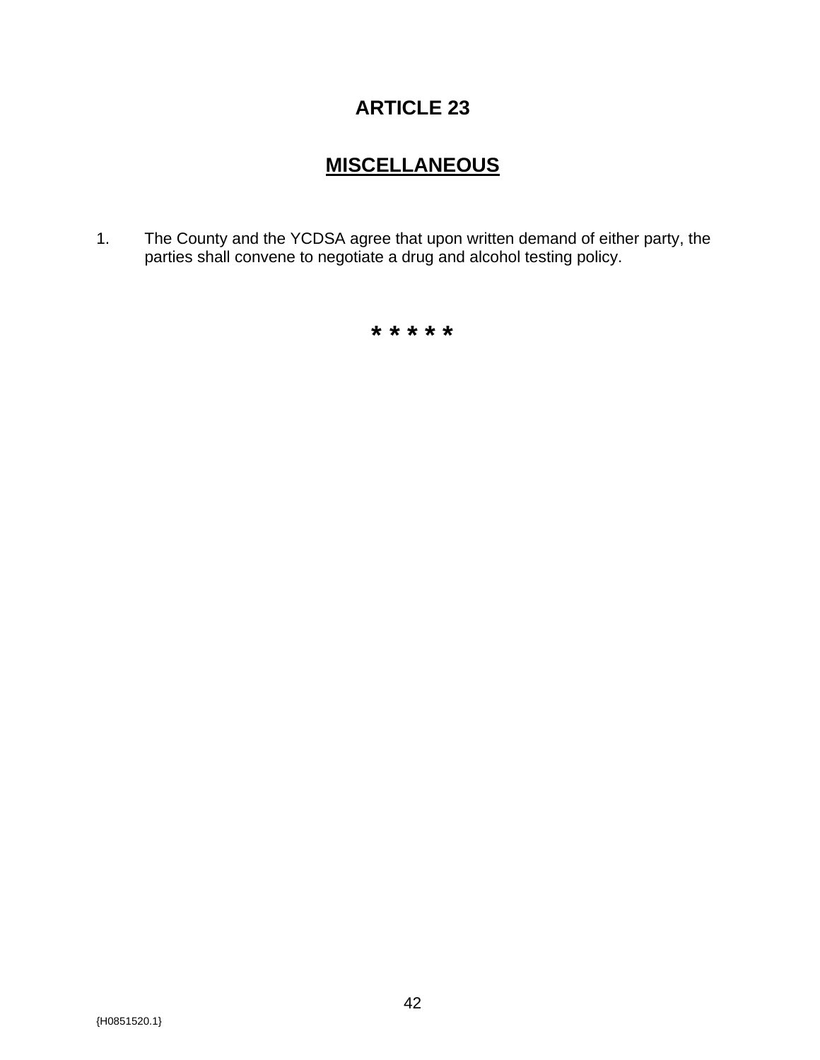# ARTICLE 23

## MISCELLANEOUS

1. The County and the YCDSA agree that upon written demand of either party, the parties shall convene to negotiate a drug and alcohol testing policy.

* * * * *

{H0851520.1}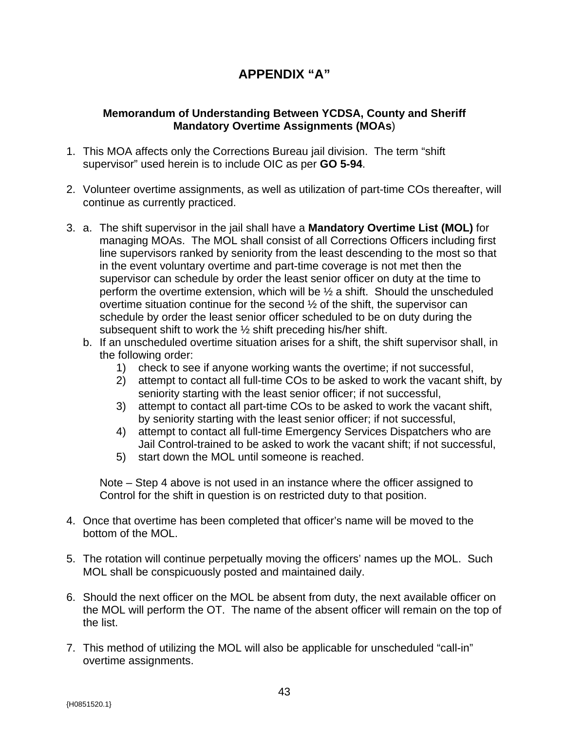# APPENDIX "A"

### Memorandum of Understanding Between YCDSA, County and Sheriff Mandatory Overtime Assignments (MOAs)

1. This MOA affects only the Corrections Bureau jail division. The term "shift supervisor" used herein is to include OIC as per **GO 5-94**.

2. Volunteer overtime assignments, as well as utilization of part-time COs thereafter, will continue as currently practiced.

3. a. The shift supervisor in the jail shall have a **Mandatory Overtime List (MOL)** for managing MOAs. The MOL shall consist of all Corrections Officers including first line supervisors ranked by seniority from the least descending to the most so that in the event voluntary overtime and part-time coverage is not met then the supervisor can schedule by order the least senior officer on duty at the time to perform the overtime extension, which will be ½ a shift. Should the unscheduled overtime situation continue for the second ½ of the shift, the supervisor can schedule by order the least senior officer scheduled to be on duty during the subsequent shift to work the ½ shift preceding his/her shift.

   b. If an unscheduled overtime situation arises for a shift, the shift supervisor shall, in the following order:
      1) check to see if anyone working wants the overtime; if not successful,
      2) attempt to contact all full-time COs to be asked to work the vacant shift, by seniority starting with the least senior officer; if not successful,
      3) attempt to contact all part-time COs to be asked to work the vacant shift, by seniority starting with the least senior officer; if not successful,
      4) attempt to contact all full-time Emergency Services Dispatchers who are Jail Control-trained to be asked to work the vacant shift; if not successful,
      5) start down the MOL until someone is reached.

   Note – Step 4 above is not used in an instance where the officer assigned to Control for the shift in question is on restricted duty to that position.

4. Once that overtime has been completed that officer's name will be moved to the bottom of the MOL.

5. The rotation will continue perpetually moving the officers' names up the MOL. Such MOL shall be conspicuously posted and maintained daily.

6. Should the next officer on the MOL be absent from duty, the next available officer on the MOL will perform the OT. The name of the absent officer will remain on the top of the list.

7. This method of utilizing the MOL will also be applicable for unscheduled "call-in" overtime assignments.

{H0851520.1}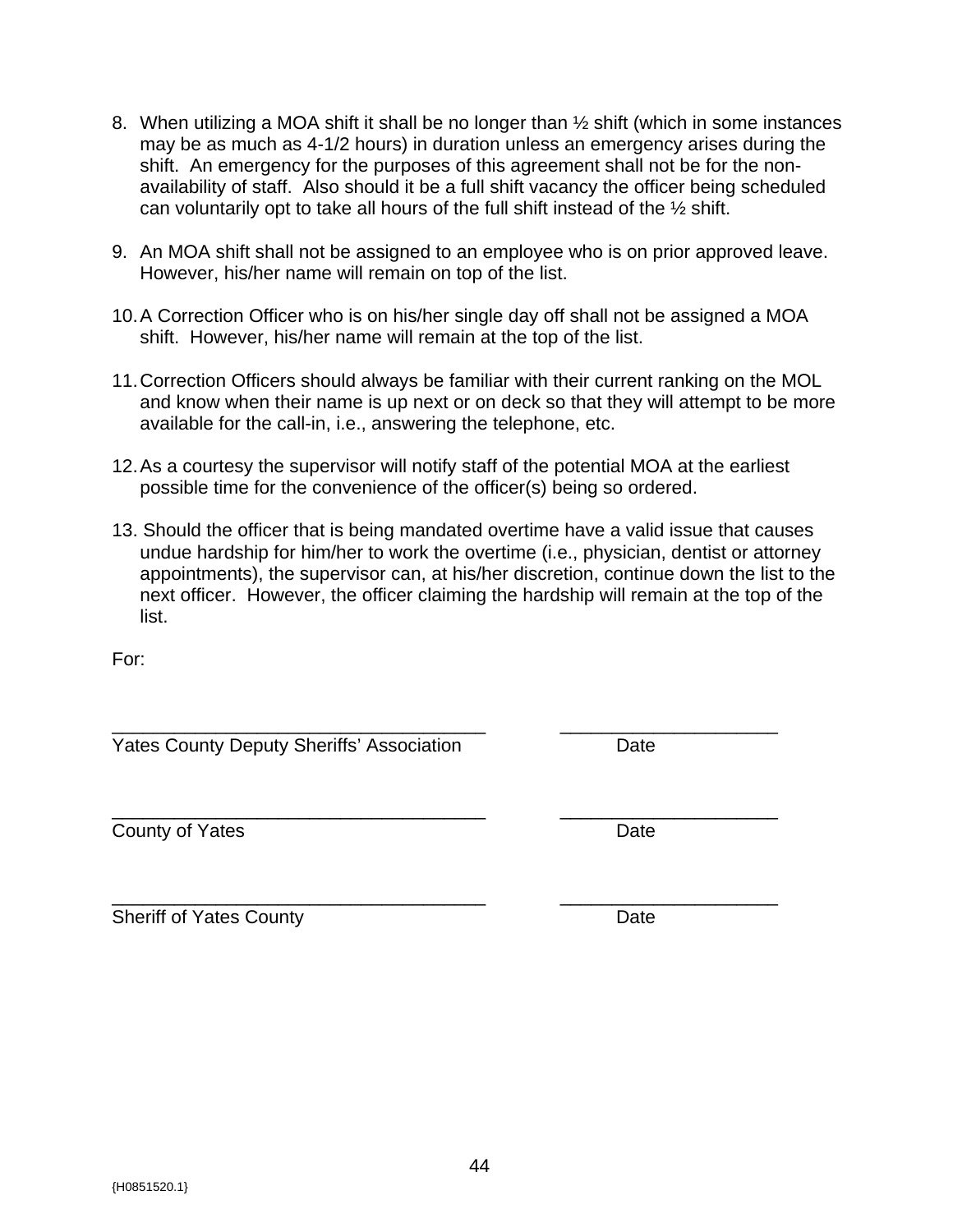8. When utilizing a MOA shift it shall be no longer than ½ shift (which in some instances may be as much as 4-1/2 hours) in duration unless an emergency arises during the shift. An emergency for the purposes of this agreement shall not be for the non-availability of staff. Also should it be a full shift vacancy the officer being scheduled can voluntarily opt to take all hours of the full shift instead of the ½ shift.

9. An MOA shift shall not be assigned to an employee who is on prior approved leave. However, his/her name will remain on top of the list.

10. A Correction Officer who is on his/her single day off shall not be assigned a MOA shift. However, his/her name will remain at the top of the list.

11. Correction Officers should always be familiar with their current ranking on the MOL and know when their name is up next or on deck so that they will attempt to be more available for the call-in, i.e., answering the telephone, etc.

12. As a courtesy the supervisor will notify staff of the potential MOA at the earliest possible time for the convenience of the officer(s) being so ordered.

13. Should the officer that is being mandated overtime have a valid issue that causes undue hardship for him/her to work the overtime (i.e., physician, dentist or attorney appointments), the supervisor can, at his/her discretion, continue down the list to the next officer. However, the officer claiming the hardship will remain at the top of the list.

For:

____________________________________ ____________________
Yates County Deputy Sheriffs' Association Date

____________________________________ ____________________
County of Yates Date

____________________________________ ____________________
Sheriff of Yates County Date

{H0851520.1}